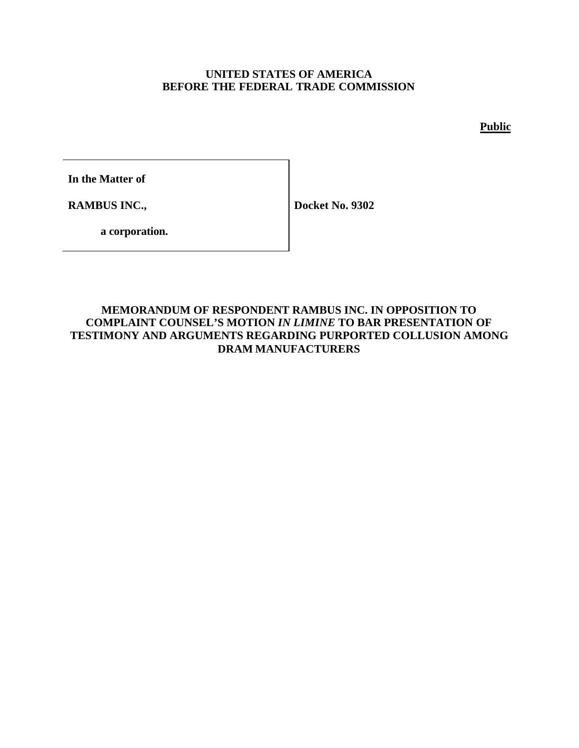**UNITED STATES OF AMERICA**
**BEFORE THE FEDERAL TRADE COMMISSION**

**Public**

| | |
|---|---|
| **In the Matter of** | |
| **RAMBUS INC.,** | **Docket No. 9302** |
| **a corporation.** | |

**MEMORANDUM OF RESPONDENT RAMBUS INC. IN OPPOSITION TO COMPLAINT COUNSEL'S MOTION *IN LIMINE* TO BAR PRESENTATION OF TESTIMONY AND ARGUMENTS REGARDING PURPORTED COLLUSION AMONG DRAM MANUFACTURERS**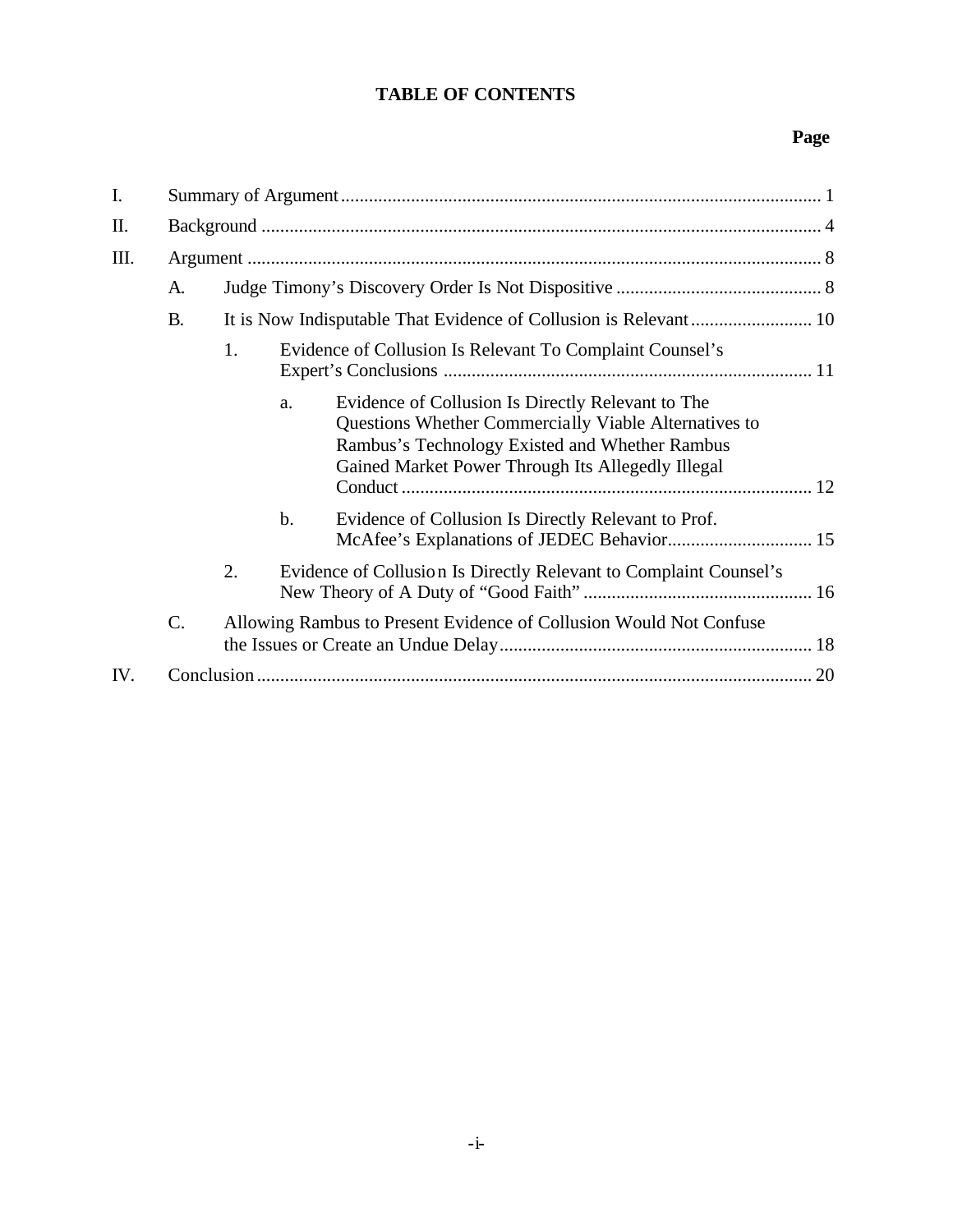# TABLE OF CONTENTS

**Page**

I. Summary of Argument ........................................................................................................ 1

II. Background ........................................................................................................................ 4

III. Argument ........................................................................................................................... 8

- A. Judge Timony's Discovery Order Is Not Dispositive ............................................ 8
- B. It is Now Indisputable That Evidence of Collusion is Relevant .......................... 10
  - 1. Evidence of Collusion Is Relevant To Complaint Counsel's Expert's Conclusions .............................................................................. 11
    - a. Evidence of Collusion Is Directly Relevant to The Questions Whether Commercially Viable Alternatives to Rambus's Technology Existed and Whether Rambus Gained Market Power Through Its Allegedly Illegal Conduct ........................................................................................ 12
    - b. Evidence of Collusion Is Directly Relevant to Prof. McAfee's Explanations of JEDEC Behavior............................... 15
  - 2. Evidence of Collusion Is Directly Relevant to Complaint Counsel's New Theory of A Duty of "Good Faith" ................................................. 16
- C. Allowing Rambus to Present Evidence of Collusion Would Not Confuse the Issues or Create an Undue Delay.................................................................. 18

IV. Conclusion ...................................................................................................................... 20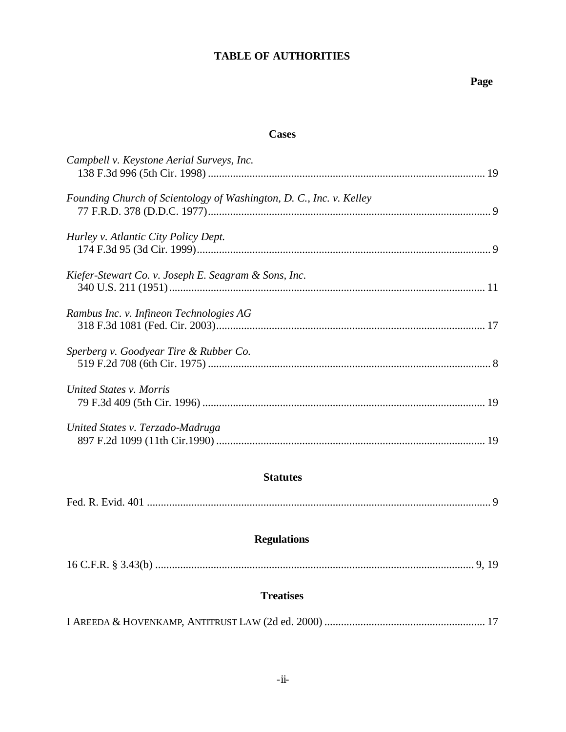# TABLE OF AUTHORITIES

**Page**

## Cases

*Campbell v. Keystone Aerial Surveys, Inc.*
138 F.3d 996 (5th Cir. 1998) .................................................................................................... 19

*Founding Church of Scientology of Washington, D. C., Inc. v. Kelley*
77 F.R.D. 378 (D.D.C. 1977)...................................................................................................... 9

*Hurley v. Atlantic City Policy Dept.*
174 F.3d 95 (3d Cir. 1999).......................................................................................................... 9

*Kiefer-Stewart Co. v. Joseph E. Seagram & Sons, Inc.*
340 U.S. 211 (1951).................................................................................................................. 11

*Rambus Inc. v. Infineon Technologies AG*
318 F.3d 1081 (Fed. Cir. 2003)................................................................................................. 17

*Sperberg v. Goodyear Tire & Rubber Co.*
519 F.2d 708 (6th Cir. 1975) ...................................................................................................... 8

*United States v. Morris*
79 F.3d 409 (5th Cir. 1996) ...................................................................................................... 19

*United States v. Terzado-Madruga*
897 F.2d 1099 (11th Cir.1990) ................................................................................................. 19

## Statutes

Fed. R. Evid. 401 ............................................................................................................................ 9

## Regulations

16 C.F.R. § 3.43(b) ................................................................................................................... 9, 19

## Treatises

I AREEDA & HOVENKAMP, ANTITRUST LAW (2d ed. 2000) ......................................................... 17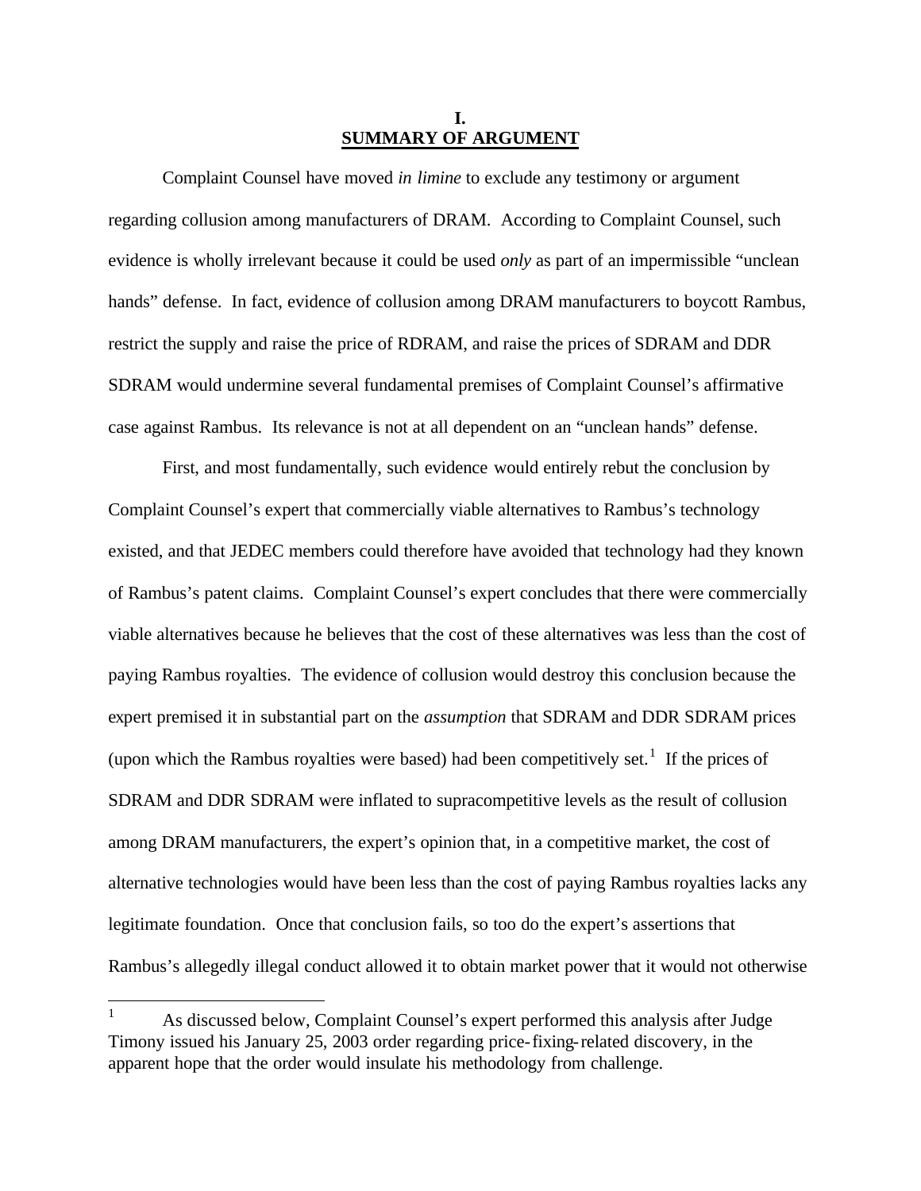# I.
# SUMMARY OF ARGUMENT

Complaint Counsel have moved *in limine* to exclude any testimony or argument regarding collusion among manufacturers of DRAM. According to Complaint Counsel, such evidence is wholly irrelevant because it could be used *only* as part of an impermissible "unclean hands" defense. In fact, evidence of collusion among DRAM manufacturers to boycott Rambus, restrict the supply and raise the price of RDRAM, and raise the prices of SDRAM and DDR SDRAM would undermine several fundamental premises of Complaint Counsel's affirmative case against Rambus. Its relevance is not at all dependent on an "unclean hands" defense.

First, and most fundamentally, such evidence would entirely rebut the conclusion by Complaint Counsel's expert that commercially viable alternatives to Rambus's technology existed, and that JEDEC members could therefore have avoided that technology had they known of Rambus's patent claims. Complaint Counsel's expert concludes that there were commercially viable alternatives because he believes that the cost of these alternatives was less than the cost of paying Rambus royalties. The evidence of collusion would destroy this conclusion because the expert premised it in substantial part on the *assumption* that SDRAM and DDR SDRAM prices (upon which the Rambus royalties were based) had been competitively set.[1] If the prices of SDRAM and DDR SDRAM were inflated to supracompetitive levels as the result of collusion among DRAM manufacturers, the expert's opinion that, in a competitive market, the cost of alternative technologies would have been less than the cost of paying Rambus royalties lacks any legitimate foundation. Once that conclusion fails, so too do the expert's assertions that Rambus's allegedly illegal conduct allowed it to obtain market power that it would not otherwise

[1] As discussed below, Complaint Counsel's expert performed this analysis after Judge Timony issued his January 25, 2003 order regarding price-fixing-related discovery, in the apparent hope that the order would insulate his methodology from challenge.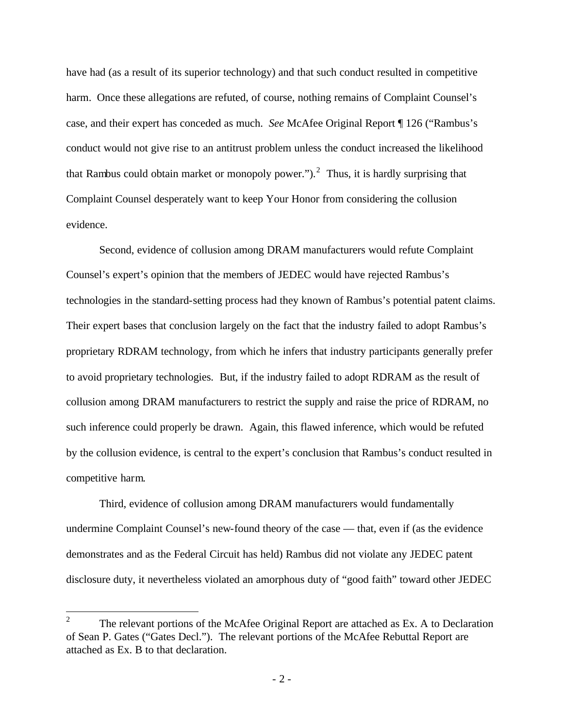have had (as a result of its superior technology) and that such conduct resulted in competitive harm. Once these allegations are refuted, of course, nothing remains of Complaint Counsel's case, and their expert has conceded as much. *See* McAfee Original Report ¶ 126 ("Rambus's conduct would not give rise to an antitrust problem unless the conduct increased the likelihood that Rambus could obtain market or monopoly power.").[2] Thus, it is hardly surprising that Complaint Counsel desperately want to keep Your Honor from considering the collusion evidence.

Second, evidence of collusion among DRAM manufacturers would refute Complaint Counsel's expert's opinion that the members of JEDEC would have rejected Rambus's technologies in the standard-setting process had they known of Rambus's potential patent claims. Their expert bases that conclusion largely on the fact that the industry failed to adopt Rambus's proprietary RDRAM technology, from which he infers that industry participants generally prefer to avoid proprietary technologies. But, if the industry failed to adopt RDRAM as the result of collusion among DRAM manufacturers to restrict the supply and raise the price of RDRAM, no such inference could properly be drawn. Again, this flawed inference, which would be refuted by the collusion evidence, is central to the expert's conclusion that Rambus's conduct resulted in competitive harm.

Third, evidence of collusion among DRAM manufacturers would fundamentally undermine Complaint Counsel's new-found theory of the case — that, even if (as the evidence demonstrates and as the Federal Circuit has held) Rambus did not violate any JEDEC patent disclosure duty, it nevertheless violated an amorphous duty of "good faith" toward other JEDEC

---

[2] The relevant portions of the McAfee Original Report are attached as Ex. A to Declaration of Sean P. Gates ("Gates Decl."). The relevant portions of the McAfee Rebuttal Report are attached as Ex. B to that declaration.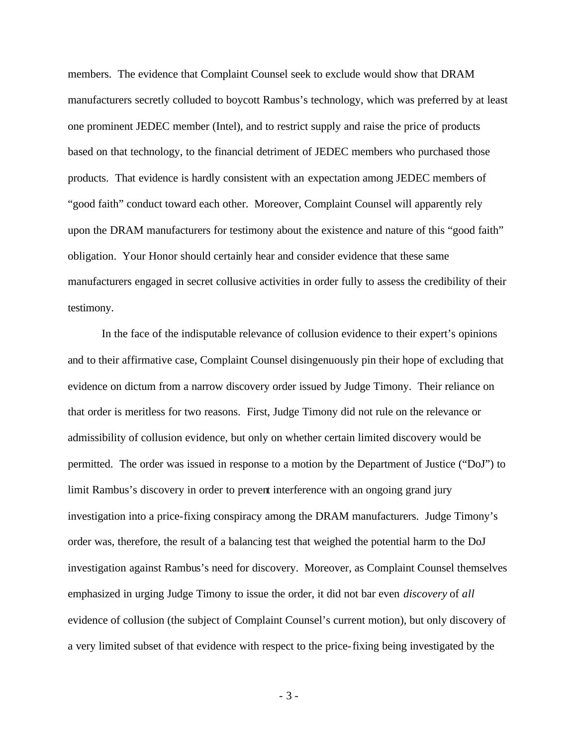members. The evidence that Complaint Counsel seek to exclude would show that DRAM manufacturers secretly colluded to boycott Rambus's technology, which was preferred by at least one prominent JEDEC member (Intel), and to restrict supply and raise the price of products based on that technology, to the financial detriment of JEDEC members who purchased those products. That evidence is hardly consistent with an expectation among JEDEC members of "good faith" conduct toward each other. Moreover, Complaint Counsel will apparently rely upon the DRAM manufacturers for testimony about the existence and nature of this "good faith" obligation. Your Honor should certainly hear and consider evidence that these same manufacturers engaged in secret collusive activities in order fully to assess the credibility of their testimony.

In the face of the indisputable relevance of collusion evidence to their expert's opinions and to their affirmative case, Complaint Counsel disingenuously pin their hope of excluding that evidence on dictum from a narrow discovery order issued by Judge Timony. Their reliance on that order is meritless for two reasons. First, Judge Timony did not rule on the relevance or admissibility of collusion evidence, but only on whether certain limited discovery would be permitted. The order was issued in response to a motion by the Department of Justice ("DoJ") to limit Rambus's discovery in order to prevent interference with an ongoing grand jury investigation into a price-fixing conspiracy among the DRAM manufacturers. Judge Timony's order was, therefore, the result of a balancing test that weighed the potential harm to the DoJ investigation against Rambus's need for discovery. Moreover, as Complaint Counsel themselves emphasized in urging Judge Timony to issue the order, it did not bar even *discovery* of *all* evidence of collusion (the subject of Complaint Counsel's current motion), but only discovery of a very limited subset of that evidence with respect to the price-fixing being investigated by the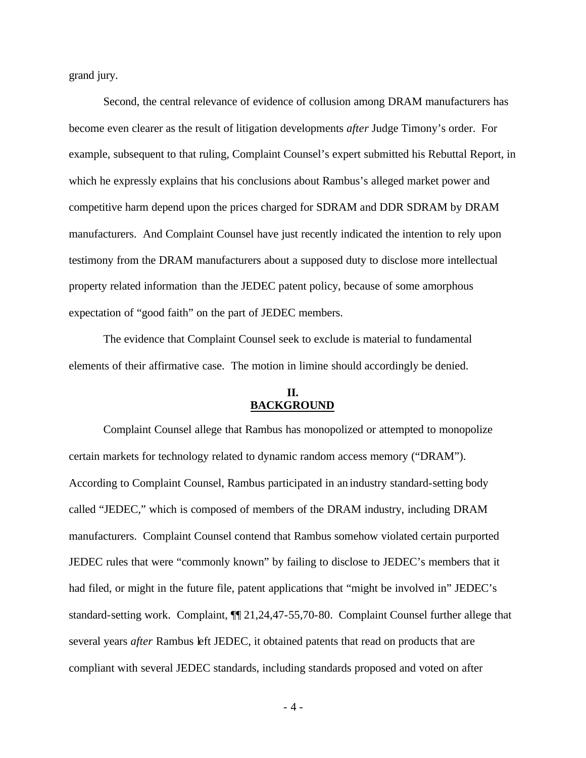grand jury.

Second, the central relevance of evidence of collusion among DRAM manufacturers has become even clearer as the result of litigation developments *after* Judge Timony's order. For example, subsequent to that ruling, Complaint Counsel's expert submitted his Rebuttal Report, in which he expressly explains that his conclusions about Rambus's alleged market power and competitive harm depend upon the prices charged for SDRAM and DDR SDRAM by DRAM manufacturers. And Complaint Counsel have just recently indicated the intention to rely upon testimony from the DRAM manufacturers about a supposed duty to disclose more intellectual property related information than the JEDEC patent policy, because of some amorphous expectation of "good faith" on the part of JEDEC members.

The evidence that Complaint Counsel seek to exclude is material to fundamental elements of their affirmative case. The motion in limine should accordingly be denied.

## II.
## BACKGROUND

Complaint Counsel allege that Rambus has monopolized or attempted to monopolize certain markets for technology related to dynamic random access memory ("DRAM"). According to Complaint Counsel, Rambus participated in an industry standard-setting body called "JEDEC," which is composed of members of the DRAM industry, including DRAM manufacturers. Complaint Counsel contend that Rambus somehow violated certain purported JEDEC rules that were "commonly known" by failing to disclose to JEDEC's members that it had filed, or might in the future file, patent applications that "might be involved in" JEDEC's standard-setting work. Complaint, ¶¶ 21,24,47-55,70-80. Complaint Counsel further allege that several years *after* Rambus left JEDEC, it obtained patents that read on products that are compliant with several JEDEC standards, including standards proposed and voted on after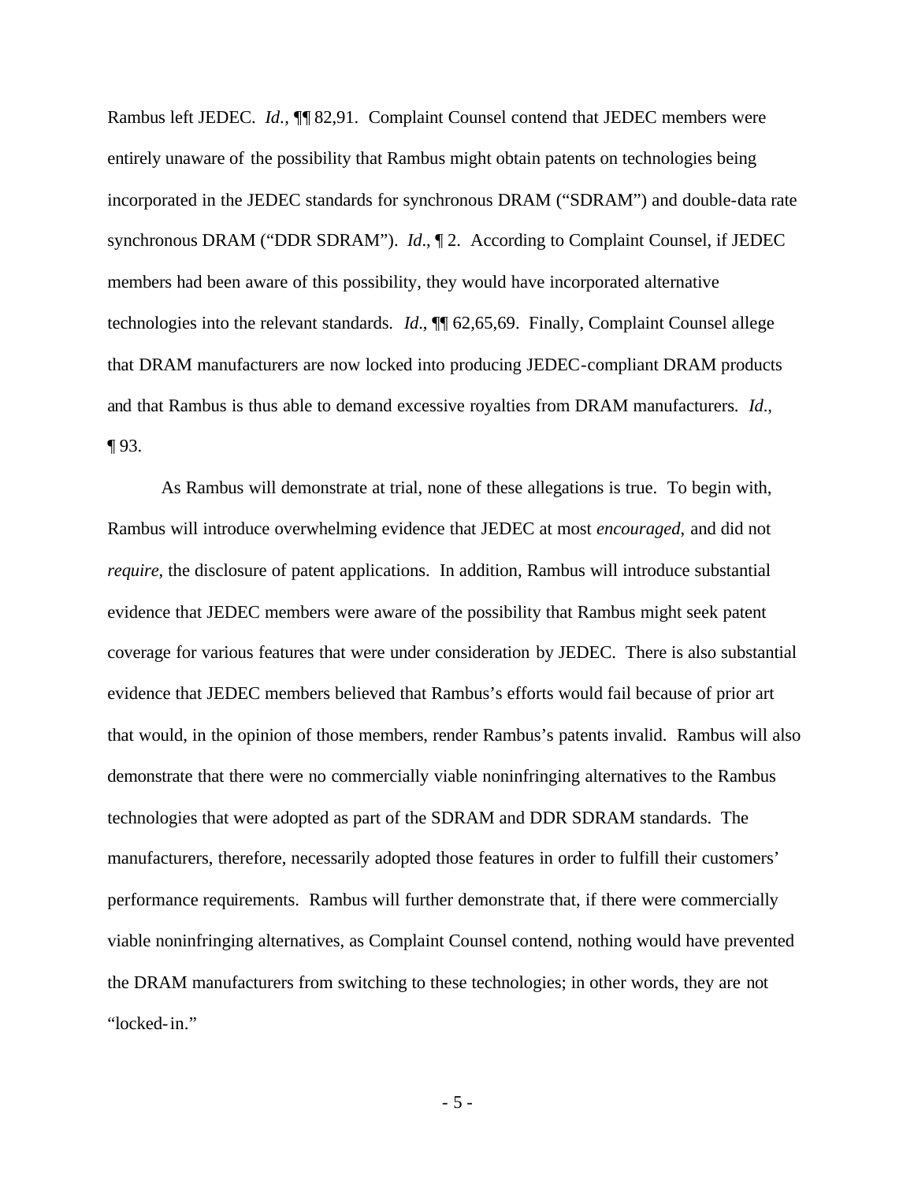Rambus left JEDEC. *Id*., ¶¶ 82,91. Complaint Counsel contend that JEDEC members were entirely unaware of the possibility that Rambus might obtain patents on technologies being incorporated in the JEDEC standards for synchronous DRAM ("SDRAM") and double-data rate synchronous DRAM ("DDR SDRAM"). *Id*., ¶ 2. According to Complaint Counsel, if JEDEC members had been aware of this possibility, they would have incorporated alternative technologies into the relevant standards. *Id*., ¶¶ 62,65,69. Finally, Complaint Counsel allege that DRAM manufacturers are now locked into producing JEDEC-compliant DRAM products and that Rambus is thus able to demand excessive royalties from DRAM manufacturers. *Id*., ¶ 93.

As Rambus will demonstrate at trial, none of these allegations is true. To begin with, Rambus will introduce overwhelming evidence that JEDEC at most *encouraged*, and did not *require*, the disclosure of patent applications. In addition, Rambus will introduce substantial evidence that JEDEC members were aware of the possibility that Rambus might seek patent coverage for various features that were under consideration by JEDEC. There is also substantial evidence that JEDEC members believed that Rambus's efforts would fail because of prior art that would, in the opinion of those members, render Rambus's patents invalid. Rambus will also demonstrate that there were no commercially viable noninfringing alternatives to the Rambus technologies that were adopted as part of the SDRAM and DDR SDRAM standards. The manufacturers, therefore, necessarily adopted those features in order to fulfill their customers' performance requirements. Rambus will further demonstrate that, if there were commercially viable noninfringing alternatives, as Complaint Counsel contend, nothing would have prevented the DRAM manufacturers from switching to these technologies; in other words, they are not "locked-in."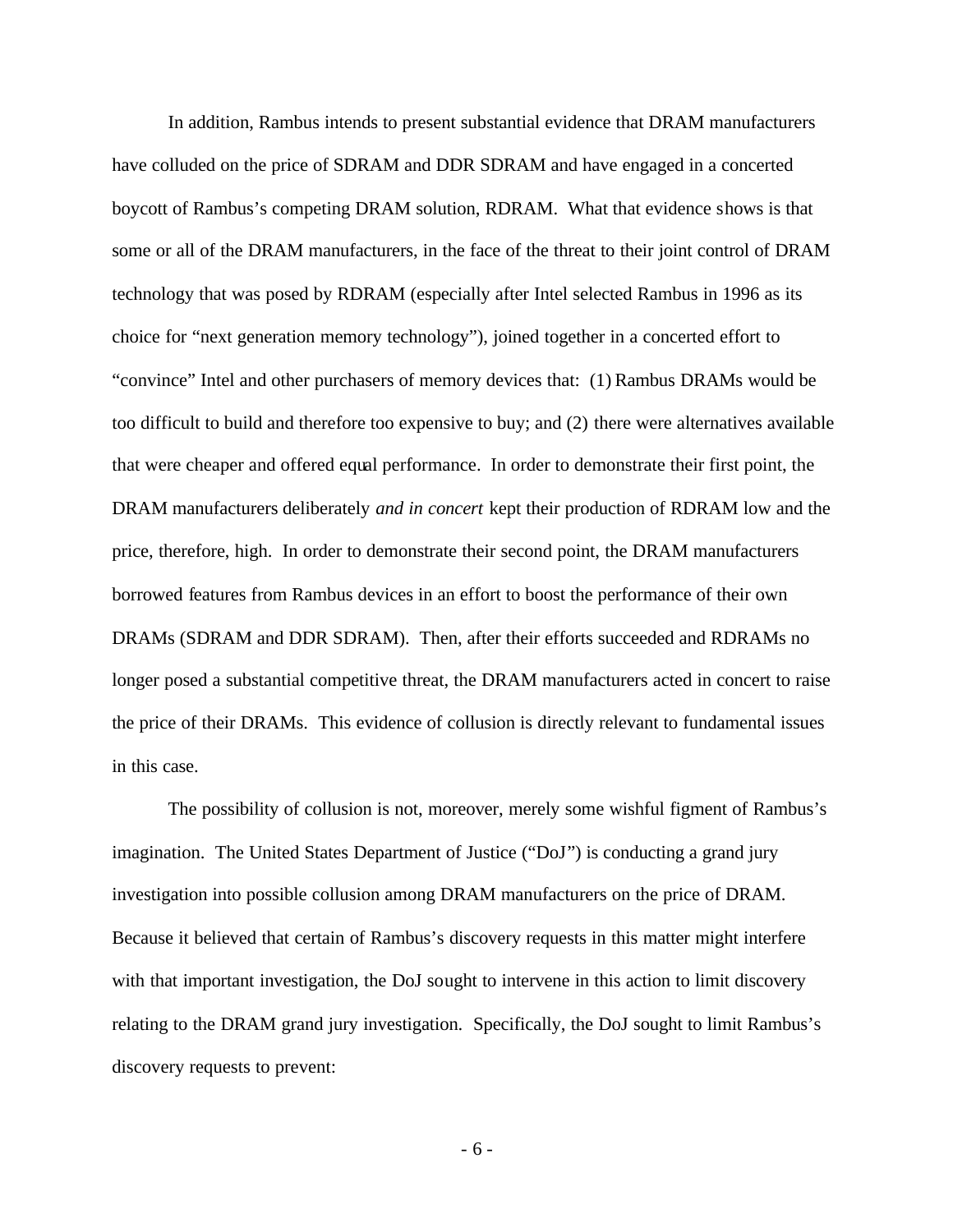In addition, Rambus intends to present substantial evidence that DRAM manufacturers have colluded on the price of SDRAM and DDR SDRAM and have engaged in a concerted boycott of Rambus's competing DRAM solution, RDRAM. What that evidence shows is that some or all of the DRAM manufacturers, in the face of the threat to their joint control of DRAM technology that was posed by RDRAM (especially after Intel selected Rambus in 1996 as its choice for "next generation memory technology"), joined together in a concerted effort to "convince" Intel and other purchasers of memory devices that: (1) Rambus DRAMs would be too difficult to build and therefore too expensive to buy; and (2) there were alternatives available that were cheaper and offered equal performance. In order to demonstrate their first point, the DRAM manufacturers deliberately *and in concert* kept their production of RDRAM low and the price, therefore, high. In order to demonstrate their second point, the DRAM manufacturers borrowed features from Rambus devices in an effort to boost the performance of their own DRAMs (SDRAM and DDR SDRAM). Then, after their efforts succeeded and RDRAMs no longer posed a substantial competitive threat, the DRAM manufacturers acted in concert to raise the price of their DRAMs. This evidence of collusion is directly relevant to fundamental issues in this case.

The possibility of collusion is not, moreover, merely some wishful figment of Rambus's imagination. The United States Department of Justice ("DoJ") is conducting a grand jury investigation into possible collusion among DRAM manufacturers on the price of DRAM. Because it believed that certain of Rambus's discovery requests in this matter might interfere with that important investigation, the DoJ sought to intervene in this action to limit discovery relating to the DRAM grand jury investigation. Specifically, the DoJ sought to limit Rambus's discovery requests to prevent: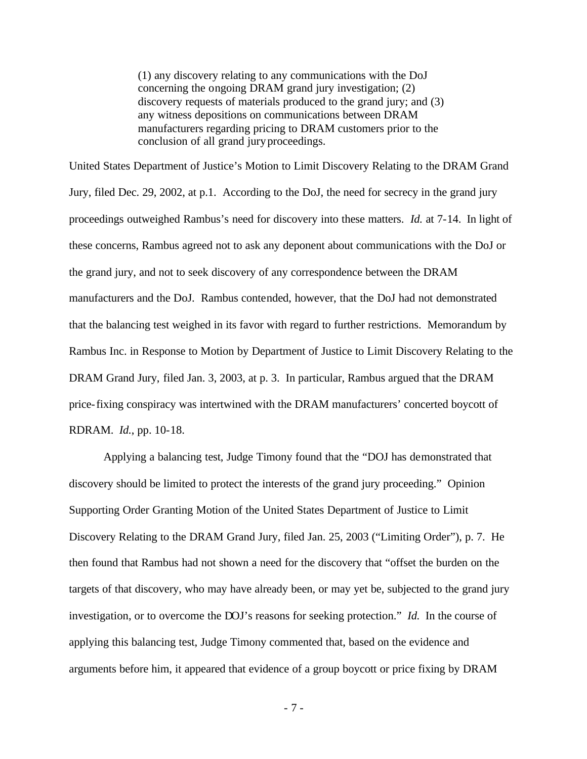> (1) any discovery relating to any communications with the DoJ concerning the ongoing DRAM grand jury investigation; (2) discovery requests of materials produced to the grand jury; and (3) any witness depositions on communications between DRAM manufacturers regarding pricing to DRAM customers prior to the conclusion of all grand jury proceedings.

United States Department of Justice's Motion to Limit Discovery Relating to the DRAM Grand Jury, filed Dec. 29, 2002, at p.1. According to the DoJ, the need for secrecy in the grand jury proceedings outweighed Rambus's need for discovery into these matters. *Id.* at 7-14. In light of these concerns, Rambus agreed not to ask any deponent about communications with the DoJ or the grand jury, and not to seek discovery of any correspondence between the DRAM manufacturers and the DoJ. Rambus contended, however, that the DoJ had not demonstrated that the balancing test weighed in its favor with regard to further restrictions. Memorandum by Rambus Inc. in Response to Motion by Department of Justice to Limit Discovery Relating to the DRAM Grand Jury, filed Jan. 3, 2003, at p. 3. In particular, Rambus argued that the DRAM price-fixing conspiracy was intertwined with the DRAM manufacturers' concerted boycott of RDRAM. *Id.*, pp. 10-18.

Applying a balancing test, Judge Timony found that the "DOJ has demonstrated that discovery should be limited to protect the interests of the grand jury proceeding." Opinion Supporting Order Granting Motion of the United States Department of Justice to Limit Discovery Relating to the DRAM Grand Jury, filed Jan. 25, 2003 ("Limiting Order"), p. 7. He then found that Rambus had not shown a need for the discovery that "offset the burden on the targets of that discovery, who may have already been, or may yet be, subjected to the grand jury investigation, or to overcome the DOJ's reasons for seeking protection." *Id.* In the course of applying this balancing test, Judge Timony commented that, based on the evidence and arguments before him, it appeared that evidence of a group boycott or price fixing by DRAM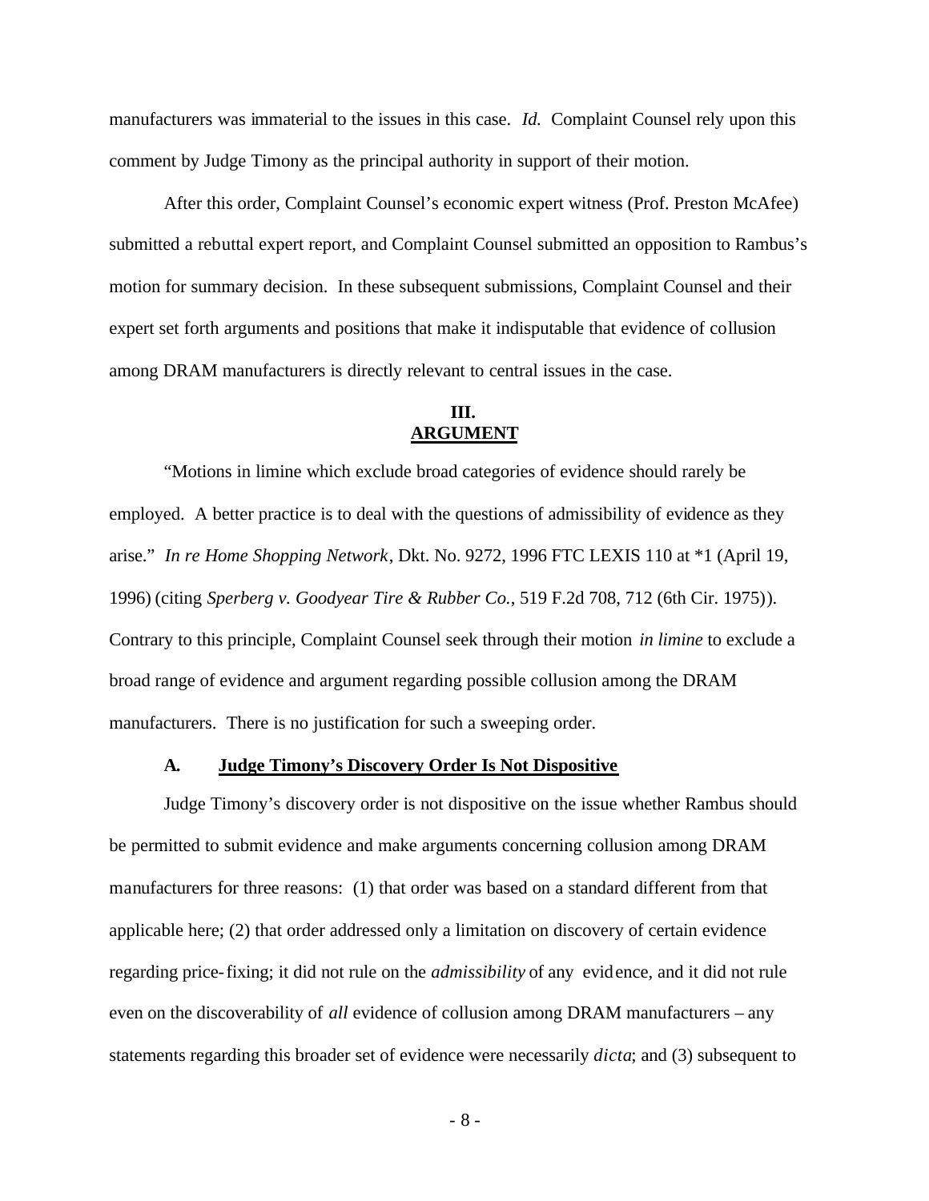manufacturers was immaterial to the issues in this case. *Id.* Complaint Counsel rely upon this comment by Judge Timony as the principal authority in support of their motion.

After this order, Complaint Counsel's economic expert witness (Prof. Preston McAfee) submitted a rebuttal expert report, and Complaint Counsel submitted an opposition to Rambus's motion for summary decision. In these subsequent submissions, Complaint Counsel and their expert set forth arguments and positions that make it indisputable that evidence of collusion among DRAM manufacturers is directly relevant to central issues in the case.

## III.
## ARGUMENT

"Motions in limine which exclude broad categories of evidence should rarely be employed. A better practice is to deal with the questions of admissibility of evidence as they arise." *In re Home Shopping Network*, Dkt. No. 9272, 1996 FTC LEXIS 110 at *1 (April 19, 1996) (citing *Sperberg v. Goodyear Tire & Rubber Co.*, 519 F.2d 708, 712 (6th Cir. 1975)). Contrary to this principle, Complaint Counsel seek through their motion *in limine* to exclude a broad range of evidence and argument regarding possible collusion among the DRAM manufacturers. There is no justification for such a sweeping order.

### A. Judge Timony's Discovery Order Is Not Dispositive

Judge Timony's discovery order is not dispositive on the issue whether Rambus should be permitted to submit evidence and make arguments concerning collusion among DRAM manufacturers for three reasons: (1) that order was based on a standard different from that applicable here; (2) that order addressed only a limitation on discovery of certain evidence regarding price-fixing; it did not rule on the *admissibility* of any evidence, and it did not rule even on the discoverability of *all* evidence of collusion among DRAM manufacturers – any statements regarding this broader set of evidence were necessarily *dicta*; and (3) subsequent to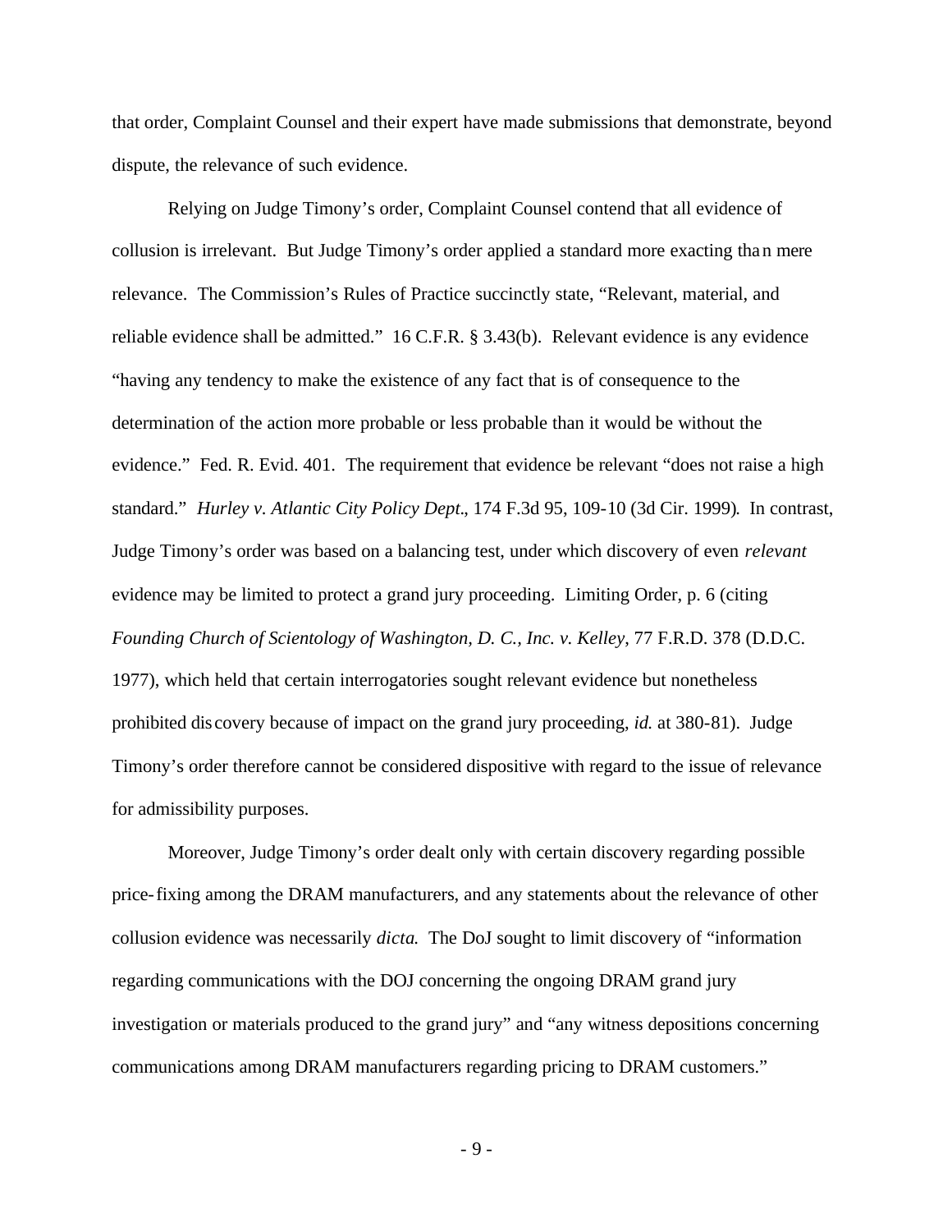that order, Complaint Counsel and their expert have made submissions that demonstrate, beyond dispute, the relevance of such evidence.

Relying on Judge Timony's order, Complaint Counsel contend that all evidence of collusion is irrelevant. But Judge Timony's order applied a standard more exacting than mere relevance. The Commission's Rules of Practice succinctly state, "Relevant, material, and reliable evidence shall be admitted." 16 C.F.R. § 3.43(b). Relevant evidence is any evidence "having any tendency to make the existence of any fact that is of consequence to the determination of the action more probable or less probable than it would be without the evidence." Fed. R. Evid. 401. The requirement that evidence be relevant "does not raise a high standard." *Hurley v. Atlantic City Policy Dept*., 174 F.3d 95, 109-10 (3d Cir. 1999). In contrast, Judge Timony's order was based on a balancing test, under which discovery of even *relevant* evidence may be limited to protect a grand jury proceeding. Limiting Order, p. 6 (citing *Founding Church of Scientology of Washington, D. C., Inc. v. Kelley*, 77 F.R.D. 378 (D.D.C. 1977), which held that certain interrogatories sought relevant evidence but nonetheless prohibited discovery because of impact on the grand jury proceeding, *id.* at 380-81). Judge Timony's order therefore cannot be considered dispositive with regard to the issue of relevance for admissibility purposes.

Moreover, Judge Timony's order dealt only with certain discovery regarding possible price-fixing among the DRAM manufacturers, and any statements about the relevance of other collusion evidence was necessarily *dicta*. The DoJ sought to limit discovery of "information regarding communications with the DOJ concerning the ongoing DRAM grand jury investigation or materials produced to the grand jury" and "any witness depositions concerning communications among DRAM manufacturers regarding pricing to DRAM customers."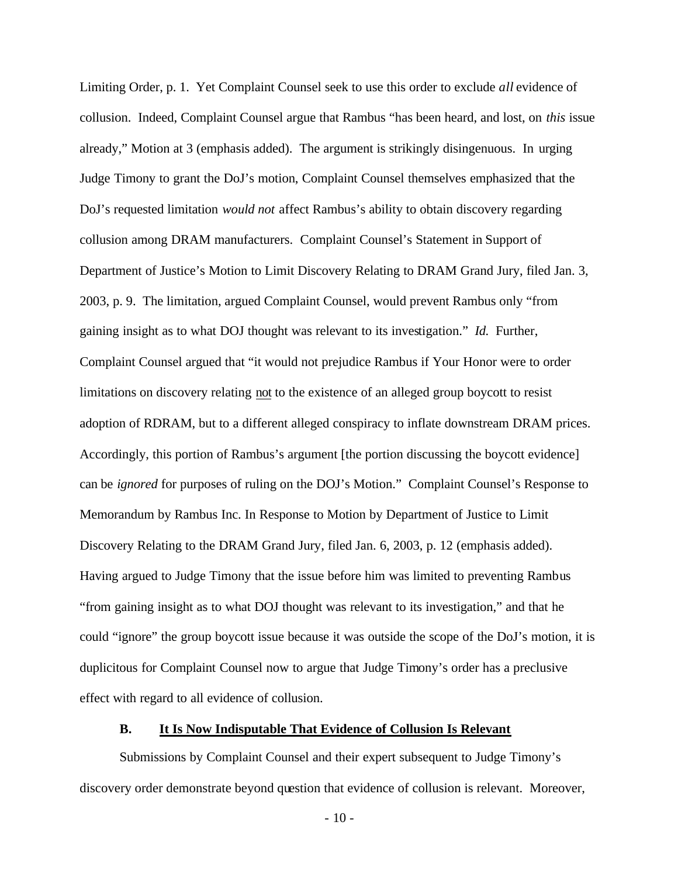Limiting Order, p. 1. Yet Complaint Counsel seek to use this order to exclude *all* evidence of collusion. Indeed, Complaint Counsel argue that Rambus "has been heard, and lost, on *this* issue already," Motion at 3 (emphasis added). The argument is strikingly disingenuous. In urging Judge Timony to grant the DoJ's motion, Complaint Counsel themselves emphasized that the DoJ's requested limitation *would not* affect Rambus's ability to obtain discovery regarding collusion among DRAM manufacturers. Complaint Counsel's Statement in Support of Department of Justice's Motion to Limit Discovery Relating to DRAM Grand Jury, filed Jan. 3, 2003, p. 9. The limitation, argued Complaint Counsel, would prevent Rambus only "from gaining insight as to what DOJ thought was relevant to its investigation." *Id.* Further, Complaint Counsel argued that "it would not prejudice Rambus if Your Honor were to order limitations on discovery relating <u>not</u> to the existence of an alleged group boycott to resist adoption of RDRAM, but to a different alleged conspiracy to inflate downstream DRAM prices. Accordingly, this portion of Rambus's argument [the portion discussing the boycott evidence] can be *ignored* for purposes of ruling on the DOJ's Motion." Complaint Counsel's Response to Memorandum by Rambus Inc. In Response to Motion by Department of Justice to Limit Discovery Relating to the DRAM Grand Jury, filed Jan. 6, 2003, p. 12 (emphasis added). Having argued to Judge Timony that the issue before him was limited to preventing Rambus "from gaining insight as to what DOJ thought was relevant to its investigation," and that he could "ignore" the group boycott issue because it was outside the scope of the DoJ's motion, it is duplicitous for Complaint Counsel now to argue that Judge Timony's order has a preclusive effect with regard to all evidence of collusion.

### B. <u>It Is Now Indisputable That Evidence of Collusion Is Relevant</u>

Submissions by Complaint Counsel and their expert subsequent to Judge Timony's discovery order demonstrate beyond question that evidence of collusion is relevant. Moreover,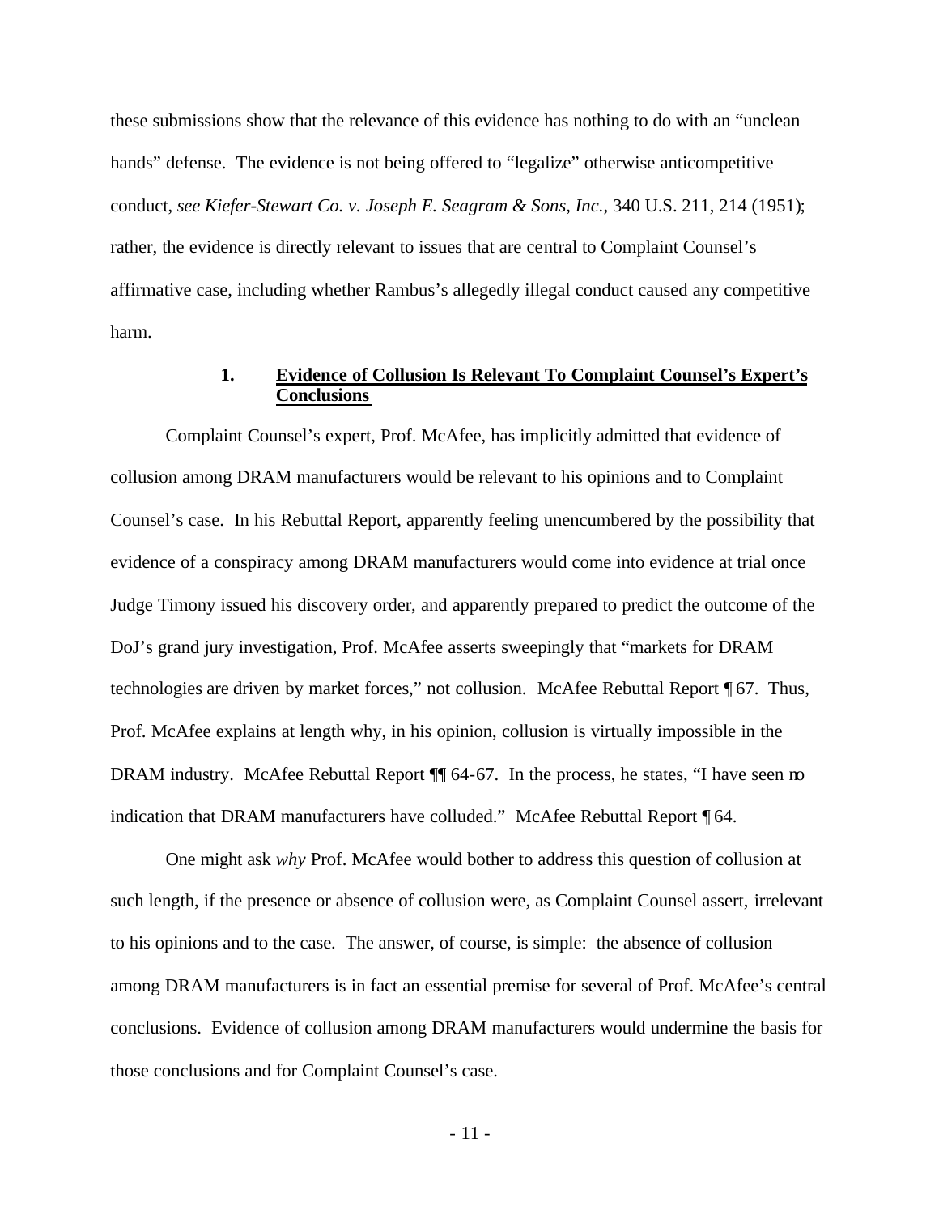these submissions show that the relevance of this evidence has nothing to do with an "unclean hands" defense. The evidence is not being offered to "legalize" otherwise anticompetitive conduct, *see Kiefer-Stewart Co. v. Joseph E. Seagram & Sons, Inc.*, 340 U.S. 211, 214 (1951); rather, the evidence is directly relevant to issues that are central to Complaint Counsel's affirmative case, including whether Rambus's allegedly illegal conduct caused any competitive harm.

### 1. **<u>Evidence of Collusion Is Relevant To Complaint Counsel's Expert's Conclusions</u>**

Complaint Counsel's expert, Prof. McAfee, has implicitly admitted that evidence of collusion among DRAM manufacturers would be relevant to his opinions and to Complaint Counsel's case. In his Rebuttal Report, apparently feeling unencumbered by the possibility that evidence of a conspiracy among DRAM manufacturers would come into evidence at trial once Judge Timony issued his discovery order, and apparently prepared to predict the outcome of the DoJ's grand jury investigation, Prof. McAfee asserts sweepingly that "markets for DRAM technologies are driven by market forces," not collusion. McAfee Rebuttal Report ¶ 67. Thus, Prof. McAfee explains at length why, in his opinion, collusion is virtually impossible in the DRAM industry. McAfee Rebuttal Report ¶¶ 64-67. In the process, he states, "I have seen no indication that DRAM manufacturers have colluded." McAfee Rebuttal Report ¶ 64.

One might ask *why* Prof. McAfee would bother to address this question of collusion at such length, if the presence or absence of collusion were, as Complaint Counsel assert, irrelevant to his opinions and to the case. The answer, of course, is simple: the absence of collusion among DRAM manufacturers is in fact an essential premise for several of Prof. McAfee's central conclusions. Evidence of collusion among DRAM manufacturers would undermine the basis for those conclusions and for Complaint Counsel's case.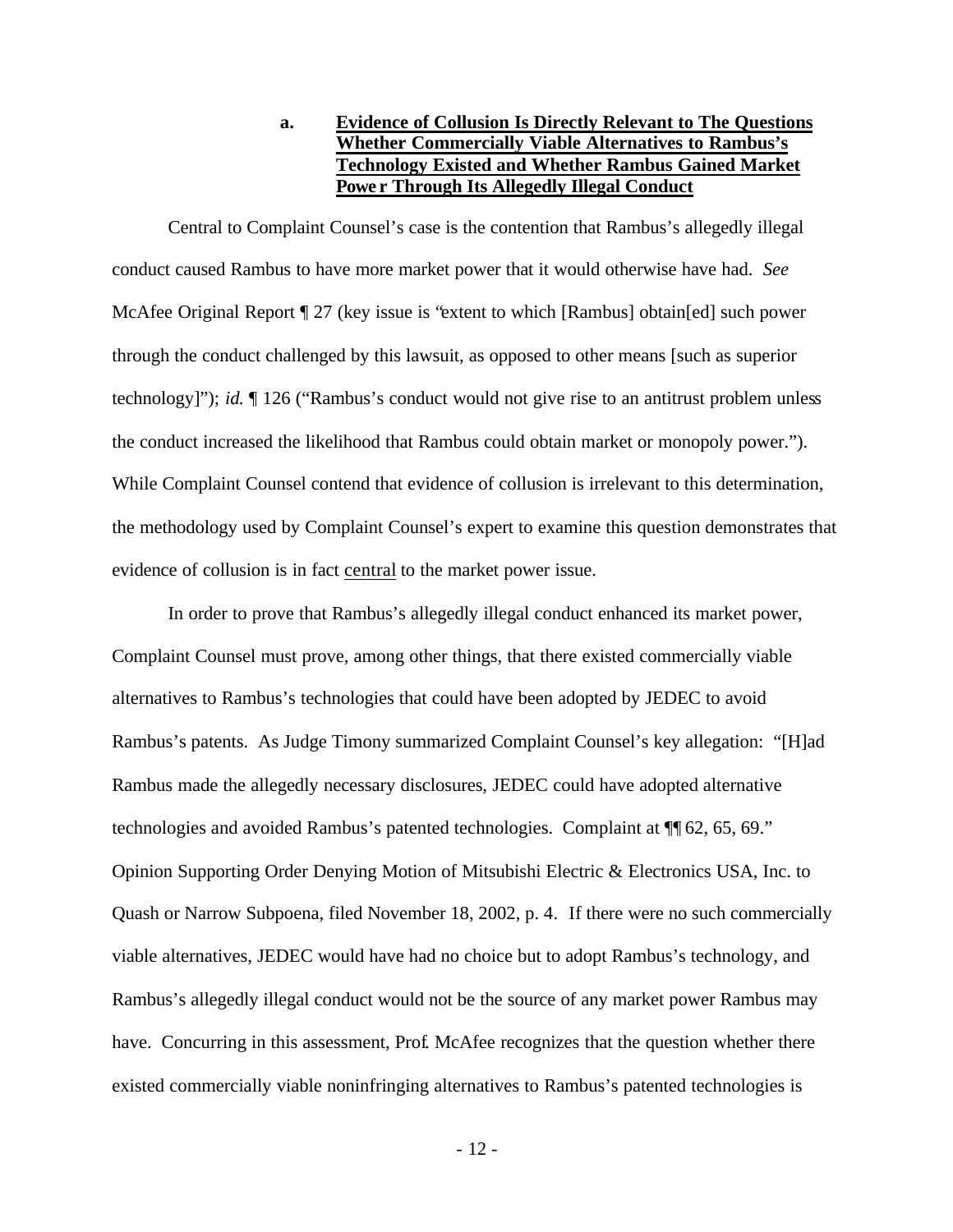### a. <u>Evidence of Collusion Is Directly Relevant to The Questions Whether Commercially Viable Alternatives to Rambus's Technology Existed and Whether Rambus Gained Market Power Through Its Allegedly Illegal Conduct</u>

Central to Complaint Counsel's case is the contention that Rambus's allegedly illegal conduct caused Rambus to have more market power that it would otherwise have had. *See* McAfee Original Report ¶ 27 (key issue is "extent to which [Rambus] obtain[ed] such power through the conduct challenged by this lawsuit, as opposed to other means [such as superior technology]"); *id.* ¶ 126 ("Rambus's conduct would not give rise to an antitrust problem unless the conduct increased the likelihood that Rambus could obtain market or monopoly power."). While Complaint Counsel contend that evidence of collusion is irrelevant to this determination, the methodology used by Complaint Counsel's expert to examine this question demonstrates that evidence of collusion is in fact <u>central</u> to the market power issue.

In order to prove that Rambus's allegedly illegal conduct enhanced its market power, Complaint Counsel must prove, among other things, that there existed commercially viable alternatives to Rambus's technologies that could have been adopted by JEDEC to avoid Rambus's patents. As Judge Timony summarized Complaint Counsel's key allegation: "[H]ad Rambus made the allegedly necessary disclosures, JEDEC could have adopted alternative technologies and avoided Rambus's patented technologies. Complaint at ¶¶ 62, 65, 69." Opinion Supporting Order Denying Motion of Mitsubishi Electric & Electronics USA, Inc. to Quash or Narrow Subpoena, filed November 18, 2002, p. 4. If there were no such commercially viable alternatives, JEDEC would have had no choice but to adopt Rambus's technology, and Rambus's allegedly illegal conduct would not be the source of any market power Rambus may have. Concurring in this assessment, Prof. McAfee recognizes that the question whether there existed commercially viable noninfringing alternatives to Rambus's patented technologies is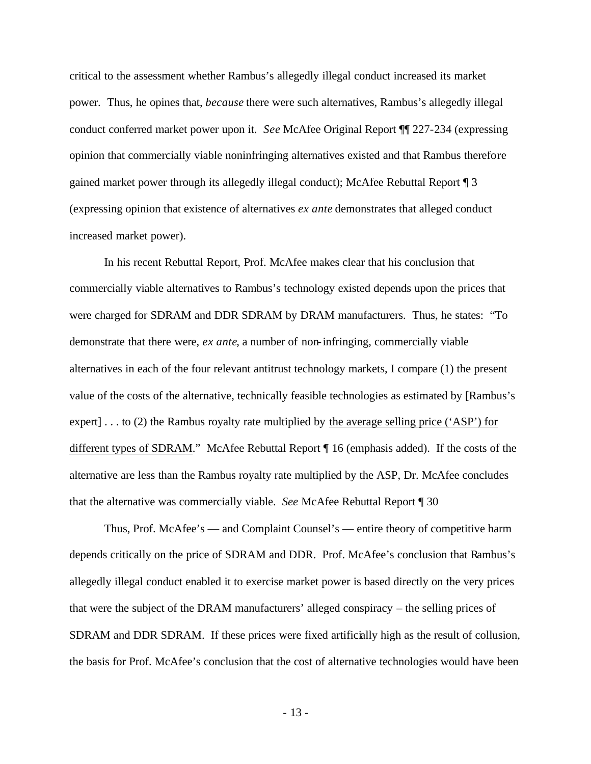critical to the assessment whether Rambus's allegedly illegal conduct increased its market power. Thus, he opines that, *because* there were such alternatives, Rambus's allegedly illegal conduct conferred market power upon it. *See* McAfee Original Report ¶¶ 227-234 (expressing opinion that commercially viable noninfringing alternatives existed and that Rambus therefore gained market power through its allegedly illegal conduct); McAfee Rebuttal Report ¶ 3 (expressing opinion that existence of alternatives *ex ante* demonstrates that alleged conduct increased market power).

In his recent Rebuttal Report, Prof. McAfee makes clear that his conclusion that commercially viable alternatives to Rambus's technology existed depends upon the prices that were charged for SDRAM and DDR SDRAM by DRAM manufacturers. Thus, he states: "To demonstrate that there were, *ex ante*, a number of non-infringing, commercially viable alternatives in each of the four relevant antitrust technology markets, I compare (1) the present value of the costs of the alternative, technically feasible technologies as estimated by [Rambus's expert] . . . to (2) the Rambus royalty rate multiplied by <u>the average selling price ('ASP') for different types of SDRAM</u>." McAfee Rebuttal Report ¶ 16 (emphasis added). If the costs of the alternative are less than the Rambus royalty rate multiplied by the ASP, Dr. McAfee concludes that the alternative was commercially viable. *See* McAfee Rebuttal Report ¶ 30

Thus, Prof. McAfee's — and Complaint Counsel's — entire theory of competitive harm depends critically on the price of SDRAM and DDR. Prof. McAfee's conclusion that Rambus's allegedly illegal conduct enabled it to exercise market power is based directly on the very prices that were the subject of the DRAM manufacturers' alleged conspiracy – the selling prices of SDRAM and DDR SDRAM. If these prices were fixed artificially high as the result of collusion, the basis for Prof. McAfee's conclusion that the cost of alternative technologies would have been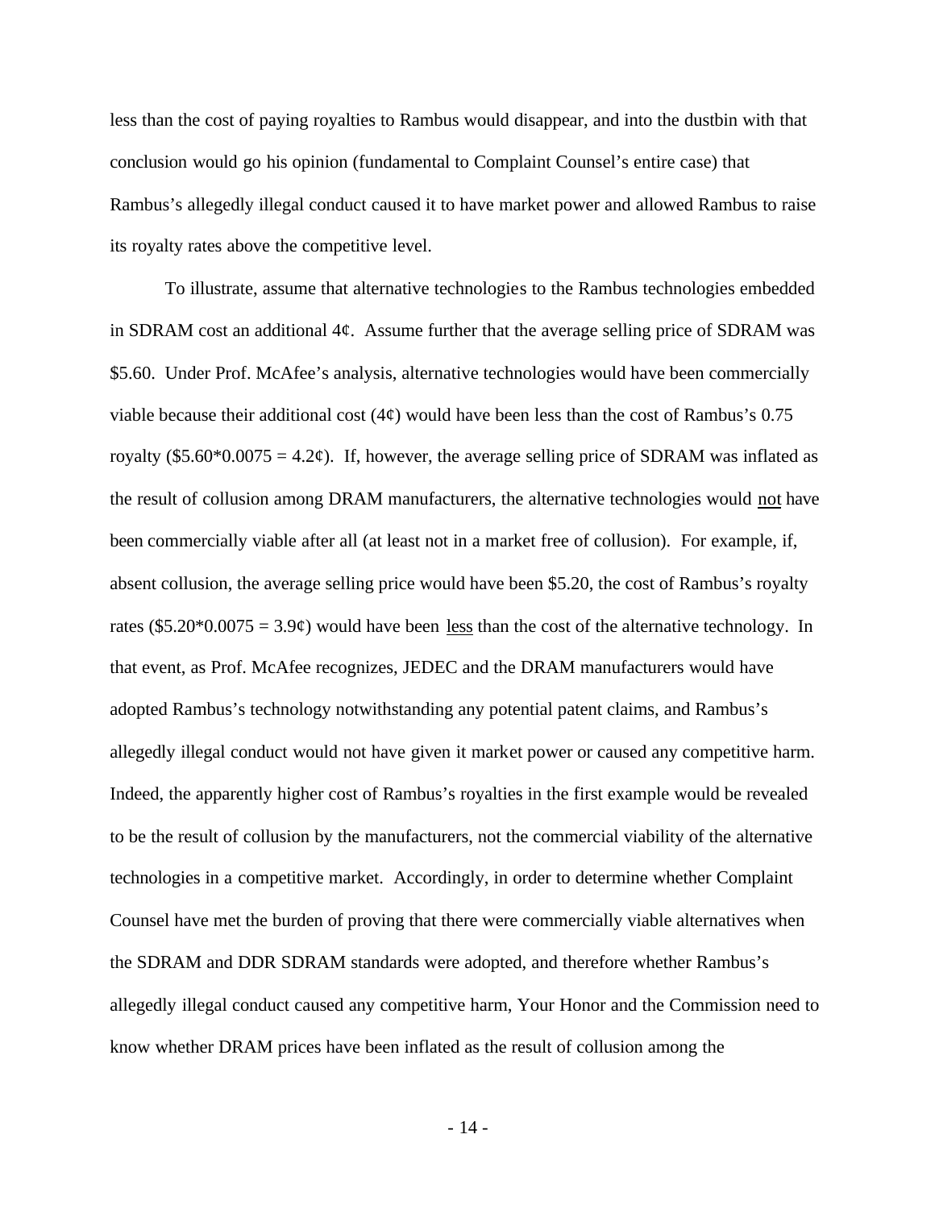less than the cost of paying royalties to Rambus would disappear, and into the dustbin with that conclusion would go his opinion (fundamental to Complaint Counsel's entire case) that Rambus's allegedly illegal conduct caused it to have market power and allowed Rambus to raise its royalty rates above the competitive level.

To illustrate, assume that alternative technologies to the Rambus technologies embedded in SDRAM cost an additional 4¢. Assume further that the average selling price of SDRAM was $5.60. Under Prof. McAfee's analysis, alternative technologies would have been commercially viable because their additional cost (4¢) would have been less than the cost of Rambus's 0.75 royalty ($\$5.60*0.0075 = 4.2$¢). If, however, the average selling price of SDRAM was inflated as the result of collusion among DRAM manufacturers, the alternative technologies would <u>not</u> have been commercially viable after all (at least not in a market free of collusion). For example, if, absent collusion, the average selling price would have been $5.20, the cost of Rambus's royalty rates ($\$5.20*0.0075 = 3.9$¢) would have been <u>less</u> than the cost of the alternative technology. In that event, as Prof. McAfee recognizes, JEDEC and the DRAM manufacturers would have adopted Rambus's technology notwithstanding any potential patent claims, and Rambus's allegedly illegal conduct would not have given it market power or caused any competitive harm. Indeed, the apparently higher cost of Rambus's royalties in the first example would be revealed to be the result of collusion by the manufacturers, not the commercial viability of the alternative technologies in a competitive market. Accordingly, in order to determine whether Complaint Counsel have met the burden of proving that there were commercially viable alternatives when the SDRAM and DDR SDRAM standards were adopted, and therefore whether Rambus's allegedly illegal conduct caused any competitive harm, Your Honor and the Commission need to know whether DRAM prices have been inflated as the result of collusion among the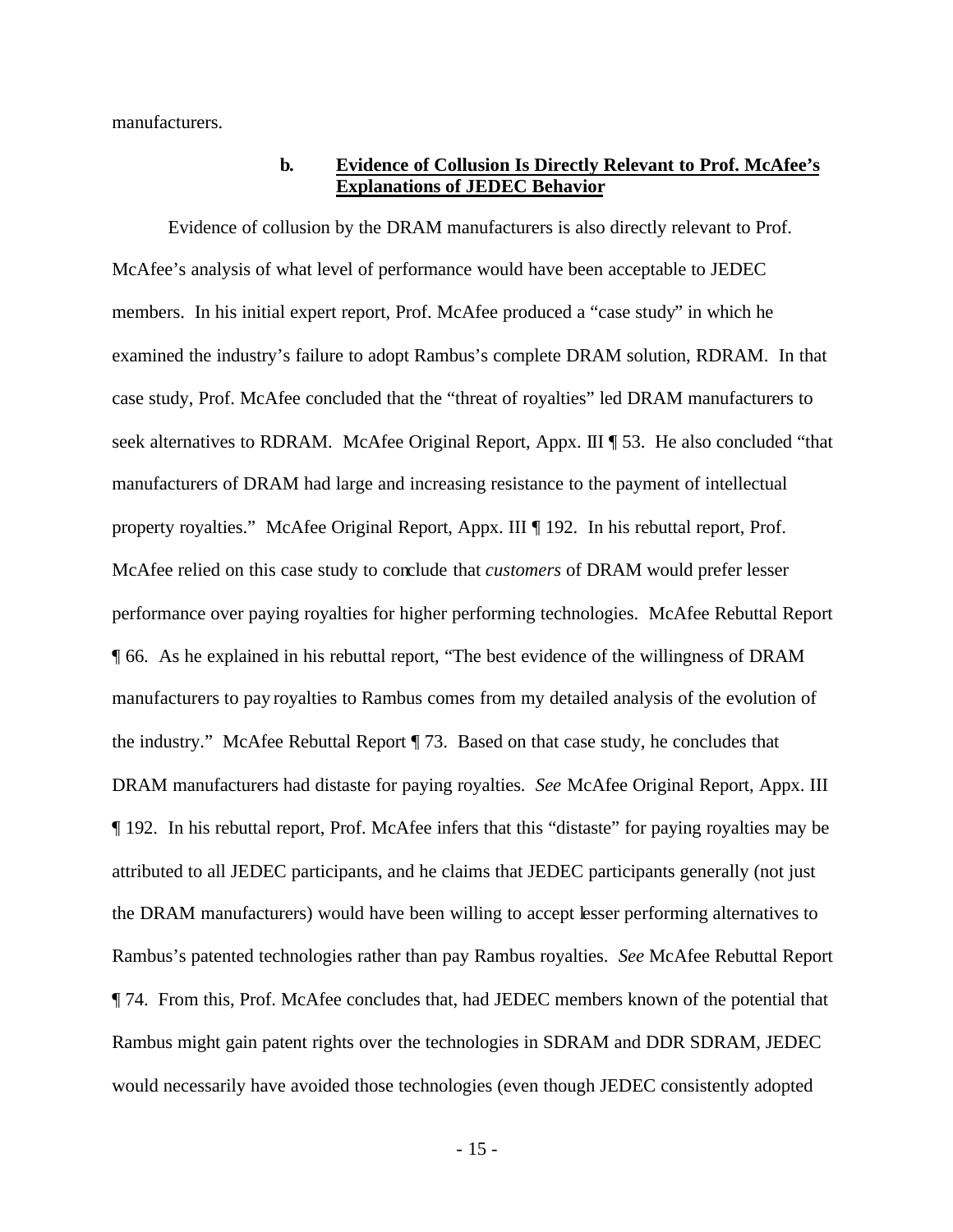manufacturers.

### b. **Evidence of Collusion Is Directly Relevant to Prof. McAfee's Explanations of JEDEC Behavior**

Evidence of collusion by the DRAM manufacturers is also directly relevant to Prof. McAfee's analysis of what level of performance would have been acceptable to JEDEC members. In his initial expert report, Prof. McAfee produced a "case study" in which he examined the industry's failure to adopt Rambus's complete DRAM solution, RDRAM. In that case study, Prof. McAfee concluded that the "threat of royalties" led DRAM manufacturers to seek alternatives to RDRAM. McAfee Original Report, Appx. III ¶ 53. He also concluded "that manufacturers of DRAM had large and increasing resistance to the payment of intellectual property royalties." McAfee Original Report, Appx. III ¶ 192. In his rebuttal report, Prof. McAfee relied on this case study to conclude that *customers* of DRAM would prefer lesser performance over paying royalties for higher performing technologies. McAfee Rebuttal Report ¶ 66. As he explained in his rebuttal report, "The best evidence of the willingness of DRAM manufacturers to pay royalties to Rambus comes from my detailed analysis of the evolution of the industry." McAfee Rebuttal Report ¶ 73. Based on that case study, he concludes that DRAM manufacturers had distaste for paying royalties. *See* McAfee Original Report, Appx. III ¶ 192. In his rebuttal report, Prof. McAfee infers that this "distaste" for paying royalties may be attributed to all JEDEC participants, and he claims that JEDEC participants generally (not just the DRAM manufacturers) would have been willing to accept lesser performing alternatives to Rambus's patented technologies rather than pay Rambus royalties. *See* McAfee Rebuttal Report ¶ 74. From this, Prof. McAfee concludes that, had JEDEC members known of the potential that Rambus might gain patent rights over the technologies in SDRAM and DDR SDRAM, JEDEC would necessarily have avoided those technologies (even though JEDEC consistently adopted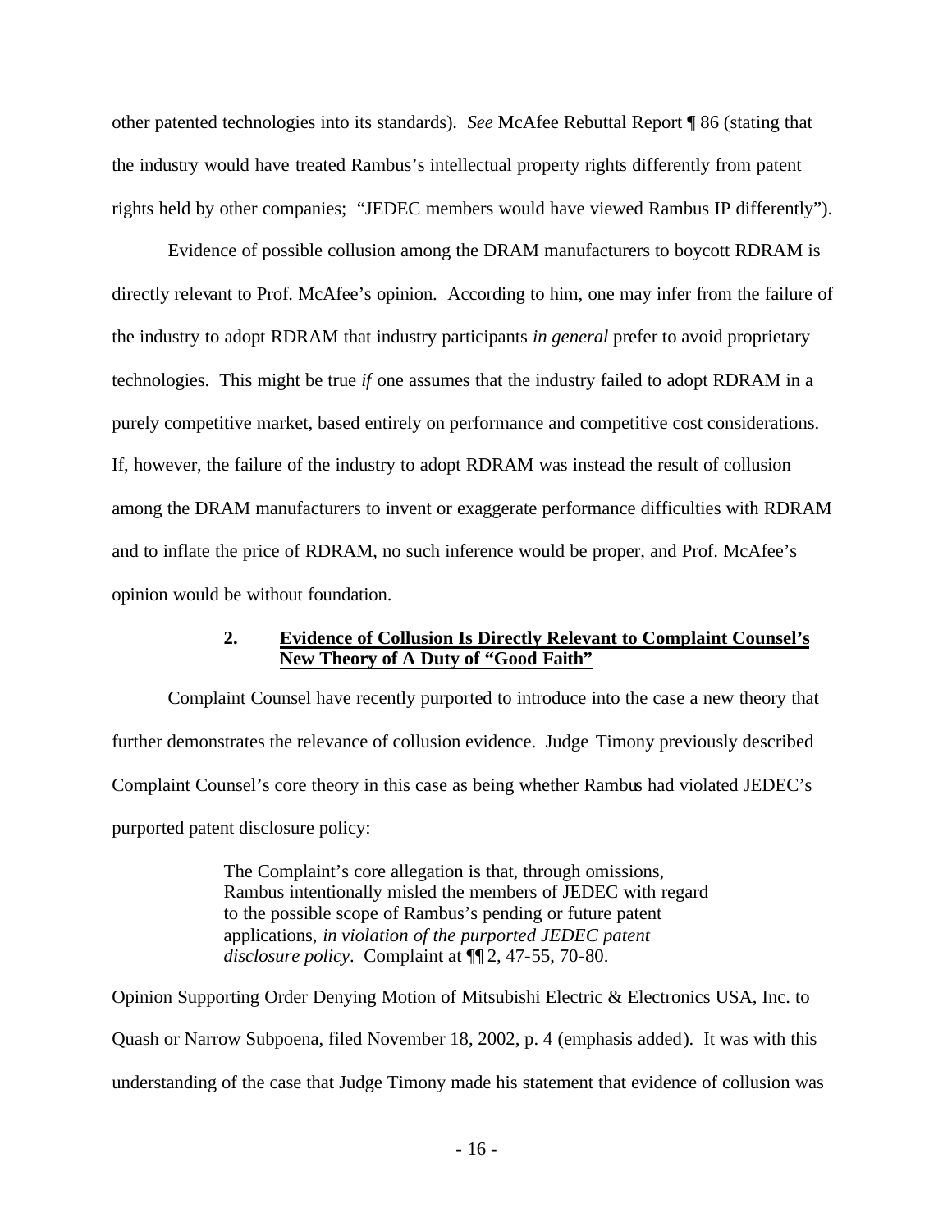other patented technologies into its standards). *See* McAfee Rebuttal Report ¶ 86 (stating that the industry would have treated Rambus's intellectual property rights differently from patent rights held by other companies; "JEDEC members would have viewed Rambus IP differently").

Evidence of possible collusion among the DRAM manufacturers to boycott RDRAM is directly relevant to Prof. McAfee's opinion. According to him, one may infer from the failure of the industry to adopt RDRAM that industry participants *in general* prefer to avoid proprietary technologies. This might be true *if* one assumes that the industry failed to adopt RDRAM in a purely competitive market, based entirely on performance and competitive cost considerations. If, however, the failure of the industry to adopt RDRAM was instead the result of collusion among the DRAM manufacturers to invent or exaggerate performance difficulties with RDRAM and to inflate the price of RDRAM, no such inference would be proper, and Prof. McAfee's opinion would be without foundation.

### 2. Evidence of Collusion Is Directly Relevant to Complaint Counsel's New Theory of A Duty of "Good Faith"

Complaint Counsel have recently purported to introduce into the case a new theory that further demonstrates the relevance of collusion evidence. Judge Timony previously described Complaint Counsel's core theory in this case as being whether Rambus had violated JEDEC's purported patent disclosure policy:

> The Complaint's core allegation is that, through omissions, Rambus intentionally misled the members of JEDEC with regard to the possible scope of Rambus's pending or future patent applications, *in violation of the purported JEDEC patent disclosure policy*. Complaint at ¶¶ 2, 47-55, 70-80.

Opinion Supporting Order Denying Motion of Mitsubishi Electric & Electronics USA, Inc. to Quash or Narrow Subpoena, filed November 18, 2002, p. 4 (emphasis added). It was with this understanding of the case that Judge Timony made his statement that evidence of collusion was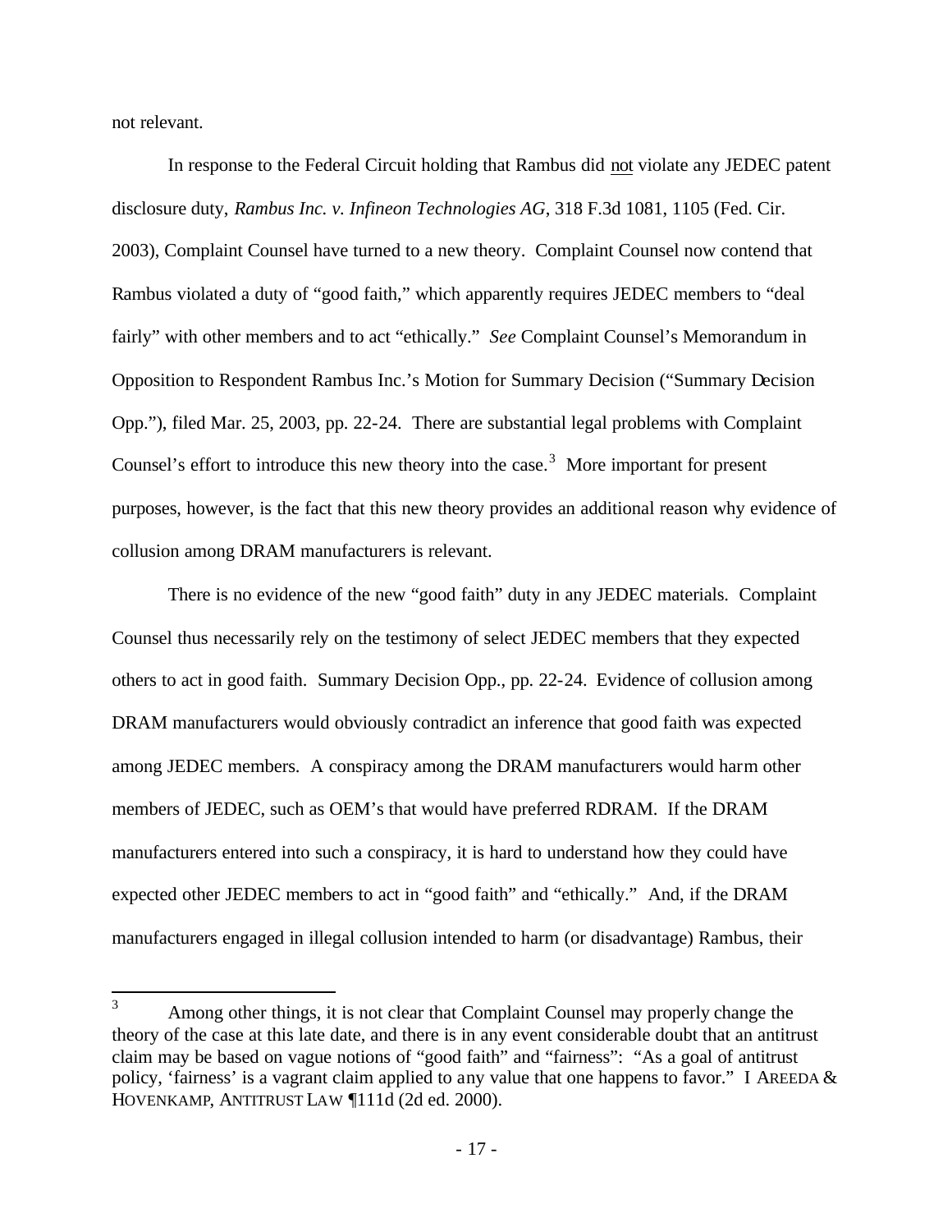not relevant.

In response to the Federal Circuit holding that Rambus did not violate any JEDEC patent disclosure duty, *Rambus Inc. v. Infineon Technologies AG*, 318 F.3d 1081, 1105 (Fed. Cir. 2003), Complaint Counsel have turned to a new theory. Complaint Counsel now contend that Rambus violated a duty of "good faith," which apparently requires JEDEC members to "deal fairly" with other members and to act "ethically." *See* Complaint Counsel's Memorandum in Opposition to Respondent Rambus Inc.'s Motion for Summary Decision ("Summary Decision Opp."), filed Mar. 25, 2003, pp. 22-24. There are substantial legal problems with Complaint Counsel's effort to introduce this new theory into the case.[3] More important for present purposes, however, is the fact that this new theory provides an additional reason why evidence of collusion among DRAM manufacturers is relevant.

There is no evidence of the new "good faith" duty in any JEDEC materials. Complaint Counsel thus necessarily rely on the testimony of select JEDEC members that they expected others to act in good faith. Summary Decision Opp., pp. 22-24. Evidence of collusion among DRAM manufacturers would obviously contradict an inference that good faith was expected among JEDEC members. A conspiracy among the DRAM manufacturers would harm other members of JEDEC, such as OEM's that would have preferred RDRAM. If the DRAM manufacturers entered into such a conspiracy, it is hard to understand how they could have expected other JEDEC members to act in "good faith" and "ethically." And, if the DRAM manufacturers engaged in illegal collusion intended to harm (or disadvantage) Rambus, their

---

[3] Among other things, it is not clear that Complaint Counsel may properly change the theory of the case at this late date, and there is in any event considerable doubt that an antitrust claim may be based on vague notions of "good faith" and "fairness": "As a goal of antitrust policy, 'fairness' is a vagrant claim applied to any value that one happens to favor." I AREEDA & HOVENKAMP, ANTITRUST LAW ¶111d (2d ed. 2000).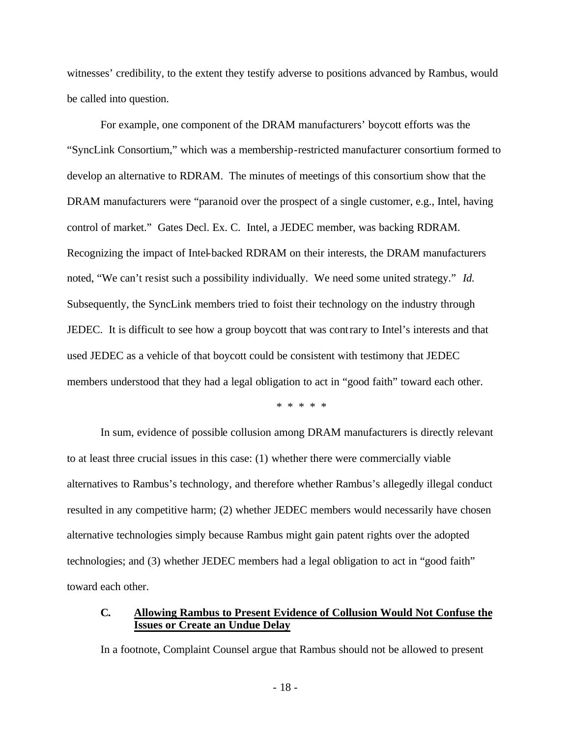witnesses' credibility, to the extent they testify adverse to positions advanced by Rambus, would be called into question.

For example, one component of the DRAM manufacturers' boycott efforts was the "SyncLink Consortium," which was a membership-restricted manufacturer consortium formed to develop an alternative to RDRAM. The minutes of meetings of this consortium show that the DRAM manufacturers were "paranoid over the prospect of a single customer, e.g., Intel, having control of market." Gates Decl. Ex. C. Intel, a JEDEC member, was backing RDRAM. Recognizing the impact of Intel-backed RDRAM on their interests, the DRAM manufacturers noted, "We can't resist such a possibility individually. We need some united strategy." *Id.* Subsequently, the SyncLink members tried to foist their technology on the industry through JEDEC. It is difficult to see how a group boycott that was contrary to Intel's interests and that used JEDEC as a vehicle of that boycott could be consistent with testimony that JEDEC members understood that they had a legal obligation to act in "good faith" toward each other.

\* \* \* \* \*

In sum, evidence of possible collusion among DRAM manufacturers is directly relevant to at least three crucial issues in this case: (1) whether there were commercially viable alternatives to Rambus's technology, and therefore whether Rambus's allegedly illegal conduct resulted in any competitive harm; (2) whether JEDEC members would necessarily have chosen alternative technologies simply because Rambus might gain patent rights over the adopted technologies; and (3) whether JEDEC members had a legal obligation to act in "good faith" toward each other.

### C. <u>Allowing Rambus to Present Evidence of Collusion Would Not Confuse the Issues or Create an Undue Delay</u>

In a footnote, Complaint Counsel argue that Rambus should not be allowed to present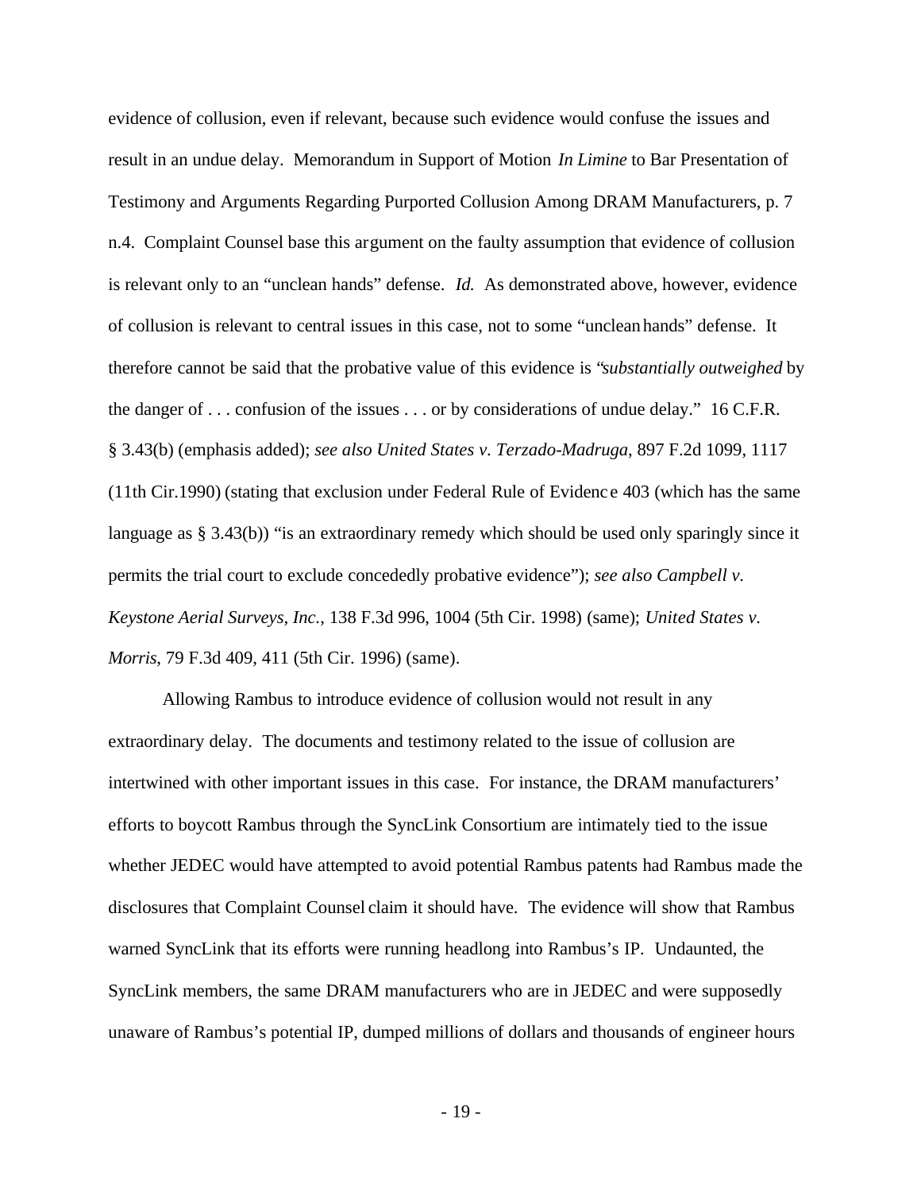evidence of collusion, even if relevant, because such evidence would confuse the issues and result in an undue delay. Memorandum in Support of Motion *In Limine* to Bar Presentation of Testimony and Arguments Regarding Purported Collusion Among DRAM Manufacturers, p. 7 n.4. Complaint Counsel base this argument on the faulty assumption that evidence of collusion is relevant only to an "unclean hands" defense. *Id.* As demonstrated above, however, evidence of collusion is relevant to central issues in this case, not to some "unclean hands" defense. It therefore cannot be said that the probative value of this evidence is "*substantially outweighed* by the danger of . . . confusion of the issues . . . or by considerations of undue delay." 16 C.F.R. § 3.43(b) (emphasis added); *see also United States v. Terzado-Madruga*, 897 F.2d 1099, 1117 (11th Cir.1990) (stating that exclusion under Federal Rule of Evidence 403 (which has the same language as § 3.43(b)) "is an extraordinary remedy which should be used only sparingly since it permits the trial court to exclude concededly probative evidence"); *see also Campbell v. Keystone Aerial Surveys, Inc.*, 138 F.3d 996, 1004 (5th Cir. 1998) (same); *United States v. Morris*, 79 F.3d 409, 411 (5th Cir. 1996) (same).

Allowing Rambus to introduce evidence of collusion would not result in any extraordinary delay. The documents and testimony related to the issue of collusion are intertwined with other important issues in this case. For instance, the DRAM manufacturers' efforts to boycott Rambus through the SyncLink Consortium are intimately tied to the issue whether JEDEC would have attempted to avoid potential Rambus patents had Rambus made the disclosures that Complaint Counsel claim it should have. The evidence will show that Rambus warned SyncLink that its efforts were running headlong into Rambus's IP. Undaunted, the SyncLink members, the same DRAM manufacturers who are in JEDEC and were supposedly unaware of Rambus's potential IP, dumped millions of dollars and thousands of engineer hours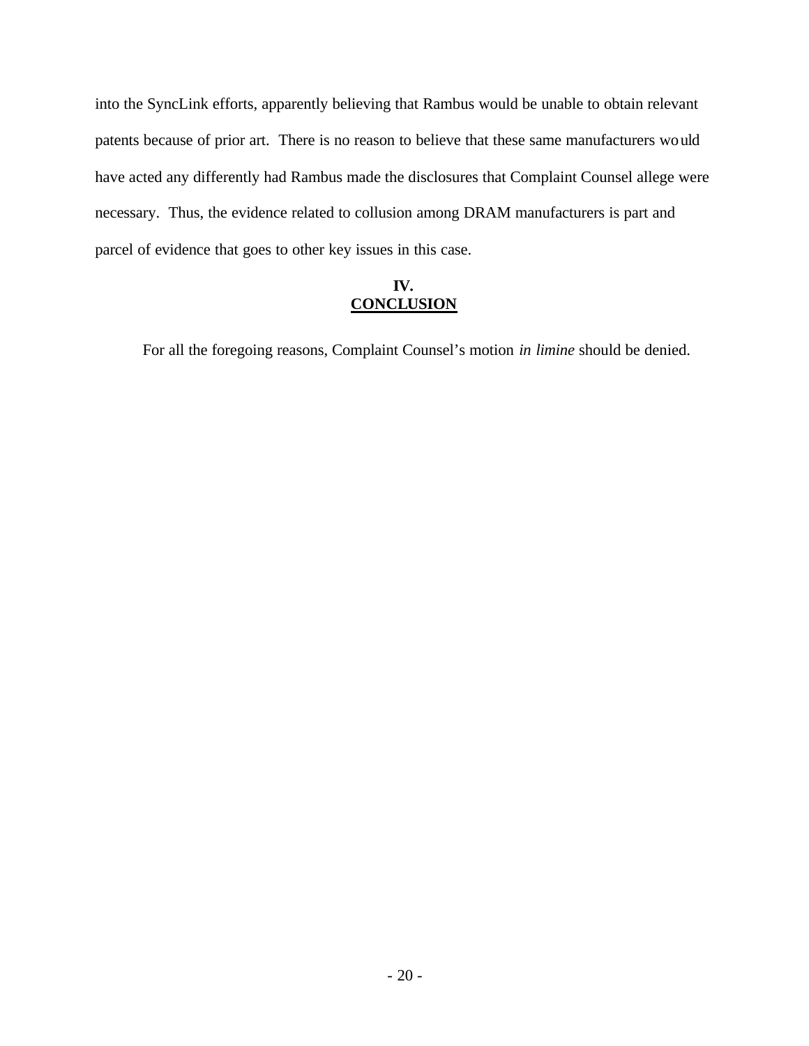into the SyncLink efforts, apparently believing that Rambus would be unable to obtain relevant patents because of prior art. There is no reason to believe that these same manufacturers would have acted any differently had Rambus made the disclosures that Complaint Counsel allege were necessary. Thus, the evidence related to collusion among DRAM manufacturers is part and parcel of evidence that goes to other key issues in this case.

## IV. CONCLUSION

For all the foregoing reasons, Complaint Counsel's motion *in limine* should be denied.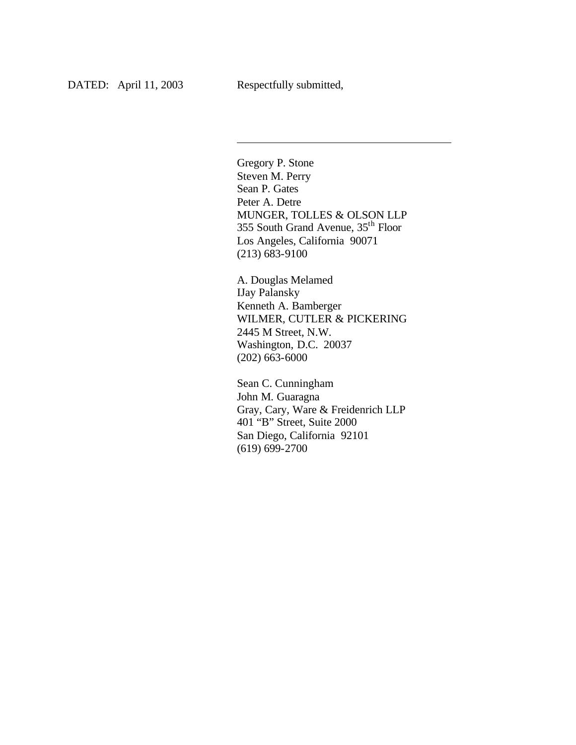DATED: April 11, 2003 Respectfully submitted,

\_\_\_\_\_\_\_\_\_\_\_\_\_\_\_\_\_\_\_\_\_\_\_\_\_\_\_\_\_\_\_\_\_\_\_\_\_\_\_\_

Gregory P. Stone
Steven M. Perry
Sean P. Gates
Peter A. Detre
MUNGER, TOLLES & OLSON LLP
355 South Grand Avenue, 35th Floor
Los Angeles, California 90071
(213) 683-9100

A. Douglas Melamed
IJay Palansky
Kenneth A. Bamberger
WILMER, CUTLER & PICKERING
2445 M Street, N.W.
Washington, D.C. 20037
(202) 663-6000

Sean C. Cunningham
John M. Guaragna
Gray, Cary, Ware & Freidenrich LLP
401 "B" Street, Suite 2000
San Diego, California 92101
(619) 699-2700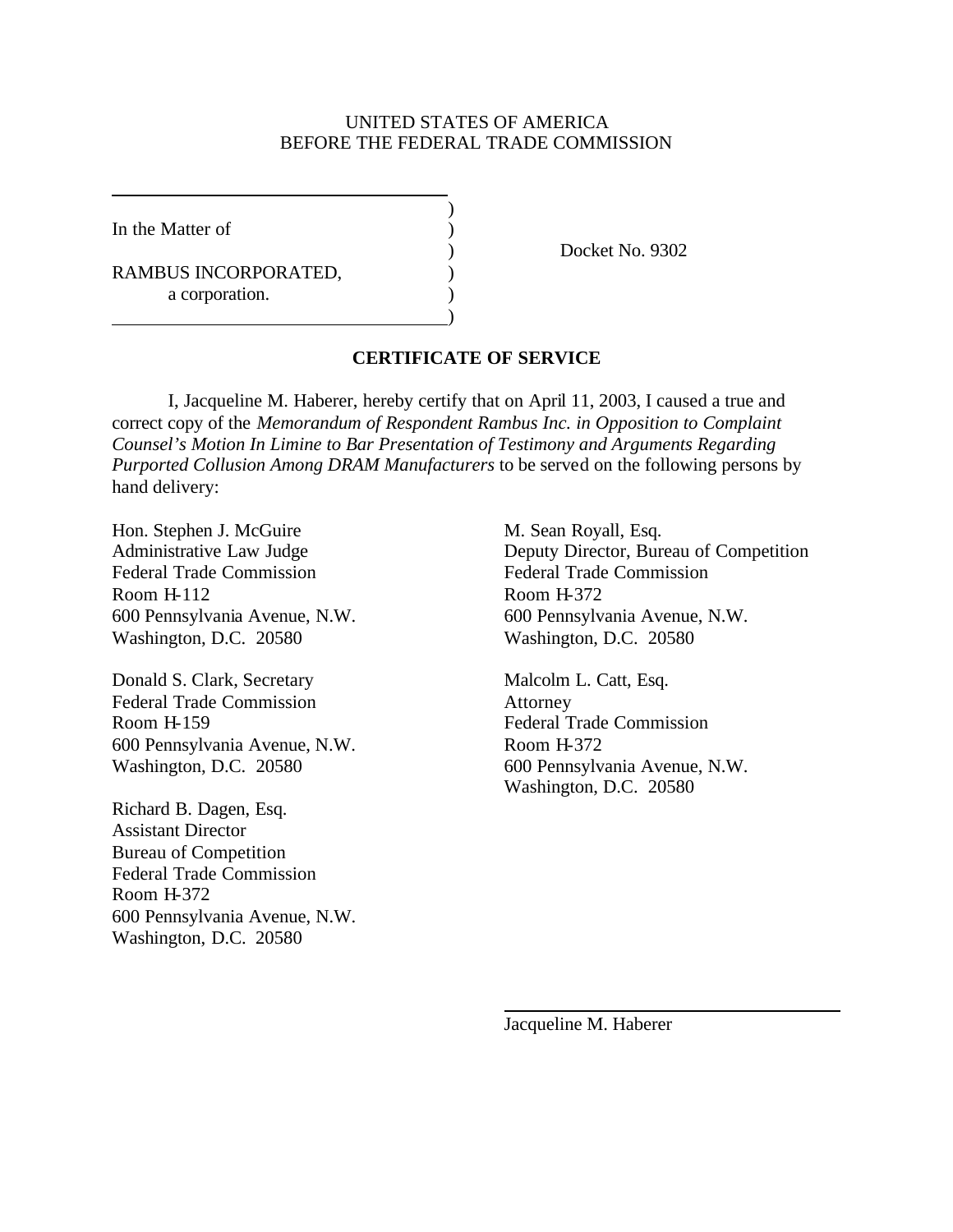UNITED STATES OF AMERICA
BEFORE THE FEDERAL TRADE COMMISSION

In the Matter of

RAMBUS INCORPORATED,
a corporation.

Docket No. 9302

## CERTIFICATE OF SERVICE

I, Jacqueline M. Haberer, hereby certify that on April 11, 2003, I caused a true and correct copy of the *Memorandum of Respondent Rambus Inc. in Opposition to Complaint Counsel's Motion In Limine to Bar Presentation of Testimony and Arguments Regarding Purported Collusion Among DRAM Manufacturers* to be served on the following persons by hand delivery:

Hon. Stephen J. McGuire
Administrative Law Judge
Federal Trade Commission
Room H-112
600 Pennsylvania Avenue, N.W.
Washington, D.C. 20580

Donald S. Clark, Secretary
Federal Trade Commission
Room H-159
600 Pennsylvania Avenue, N.W.
Washington, D.C. 20580

Richard B. Dagen, Esq.
Assistant Director
Bureau of Competition
Federal Trade Commission
Room H-372
600 Pennsylvania Avenue, N.W.
Washington, D.C. 20580

M. Sean Royall, Esq.
Deputy Director, Bureau of Competition
Federal Trade Commission
Room H-372
600 Pennsylvania Avenue, N.W.
Washington, D.C. 20580

Malcolm L. Catt, Esq.
Attorney
Federal Trade Commission
Room H-372
600 Pennsylvania Avenue, N.W.
Washington, D.C. 20580

Jacqueline M. Haberer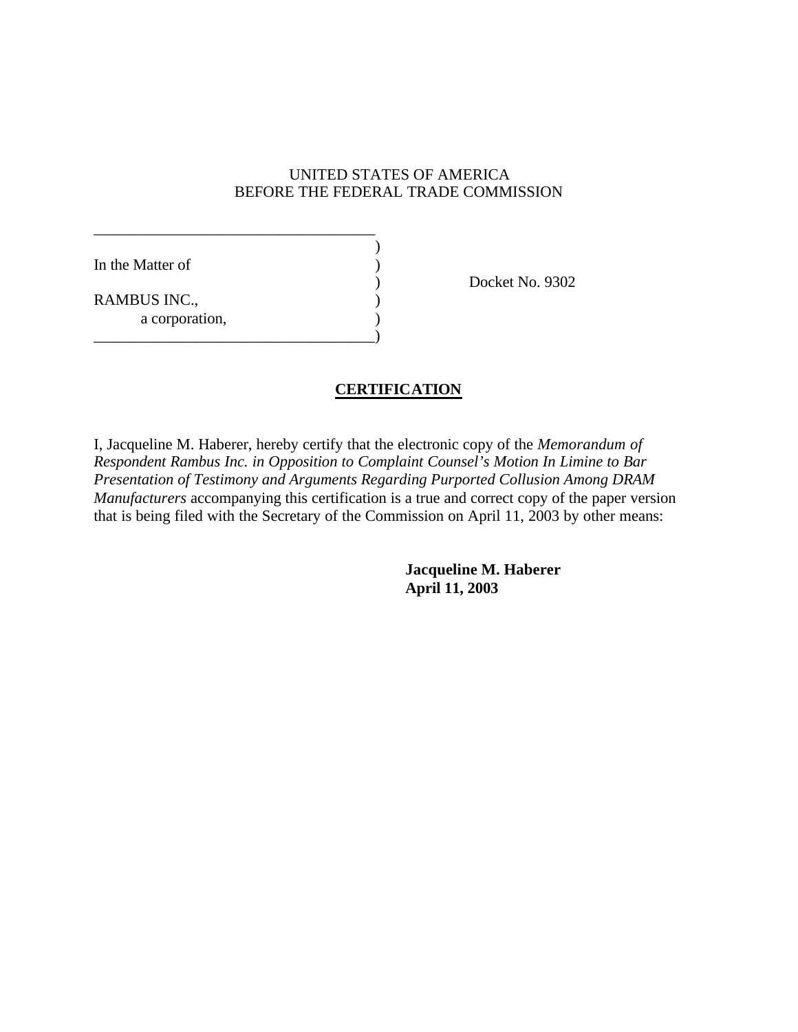UNITED STATES OF AMERICA
BEFORE THE FEDERAL TRADE COMMISSION

| | | |
|---|---|---|
| In the Matter of<br><br>RAMBUS INC.,<br>a corporation, | ) | Docket No. 9302 |

**CERTIFICATION**

I, Jacqueline M. Haberer, hereby certify that the electronic copy of the *Memorandum of Respondent Rambus Inc. in Opposition to Complaint Counsel's Motion In Limine to Bar Presentation of Testimony and Arguments Regarding Purported Collusion Among DRAM Manufacturers* accompanying this certification is a true and correct copy of the paper version that is being filed with the Secretary of the Commission on April 11, 2003 by other means:

**Jacqueline M. Haberer**
**April 11, 2003**